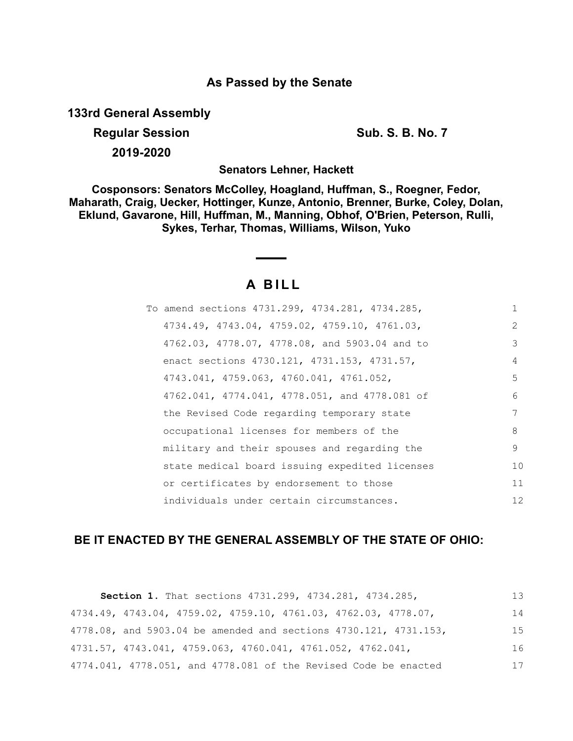**As Passed by the Senate**

**133rd General Assembly**

**Regular Session** **Sub. S. B. No. 7**

**2019-2020**

**Senators Lehner, Hackett**

**Cosponsors: Senators McColley, Hoagland, Huffman, S., Roegner, Fedor, Maharath, Craig, Uecker, Hottinger, Kunze, Antonio, Brenner, Burke, Coley, Dolan, Eklund, Gavarone, Hill, Huffman, M., Manning, Obhof, O'Brien, Peterson, Rulli, Sykes, Terhar, Thomas, Williams, Wilson, Yuko**

# A BILL

To amend sections 4731.299, 4734.281, 4734.285, 4734.49, 4743.04, 4759.02, 4759.10, 4761.03, 4762.03, 4778.07, 4778.08, and 5903.04 and to enact sections 4730.121, 4731.153, 4731.57, 4743.041, 4759.063, 4760.041, 4761.052, 4762.041, 4774.041, 4778.051, and 4778.081 of the Revised Code regarding temporary state occupational licenses for members of the military and their spouses and regarding the state medical board issuing expedited licenses or certificates by endorsement to those individuals under certain circumstances.

**BE IT ENACTED BY THE GENERAL ASSEMBLY OF THE STATE OF OHIO:**

**Section 1.** That sections 4731.299, 4734.281, 4734.285, 4734.49, 4743.04, 4759.02, 4759.10, 4761.03, 4762.03, 4778.07, 4778.08, and 5903.04 be amended and sections 4730.121, 4731.153, 4731.57, 4743.041, 4759.063, 4760.041, 4761.052, 4762.041, 4774.041, 4778.051, and 4778.081 of the Revised Code be enacted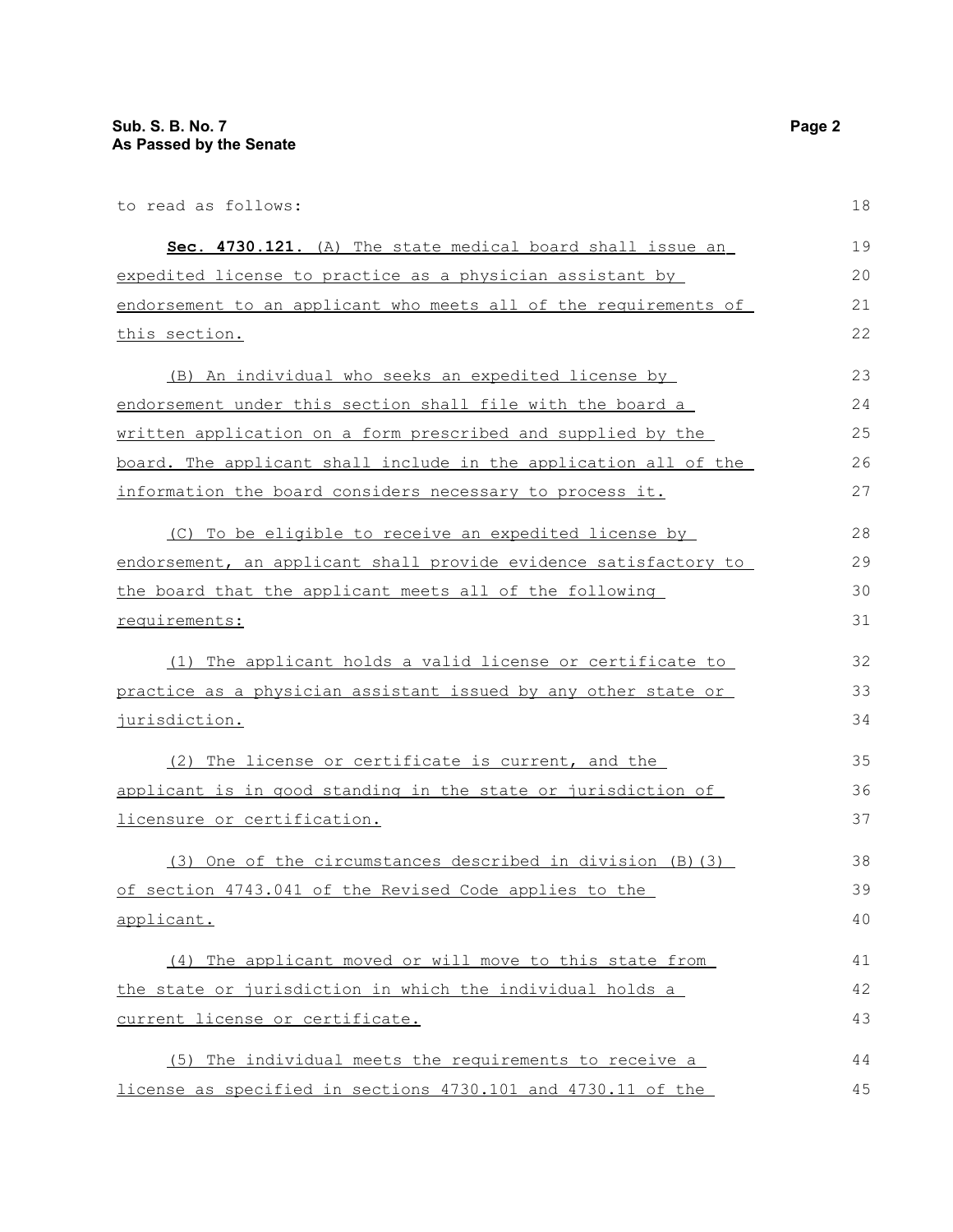to read as follows:

**Sec. 4730.121.** (A) The state medical board shall issue an expedited license to practice as a physician assistant by endorsement to an applicant who meets all of the requirements of this section.

(B) An individual who seeks an expedited license by endorsement under this section shall file with the board a written application on a form prescribed and supplied by the board. The applicant shall include in the application all of the information the board considers necessary to process it.

(C) To be eligible to receive an expedited license by endorsement, an applicant shall provide evidence satisfactory to the board that the applicant meets all of the following requirements:

(1) The applicant holds a valid license or certificate to practice as a physician assistant issued by any other state or jurisdiction.

(2) The license or certificate is current, and the applicant is in good standing in the state or jurisdiction of licensure or certification.

(3) One of the circumstances described in division (B)(3) of section 4743.041 of the Revised Code applies to the applicant.

(4) The applicant moved or will move to this state from the state or jurisdiction in which the individual holds a current license or certificate.

(5) The individual meets the requirements to receive a license as specified in sections 4730.101 and 4730.11 of the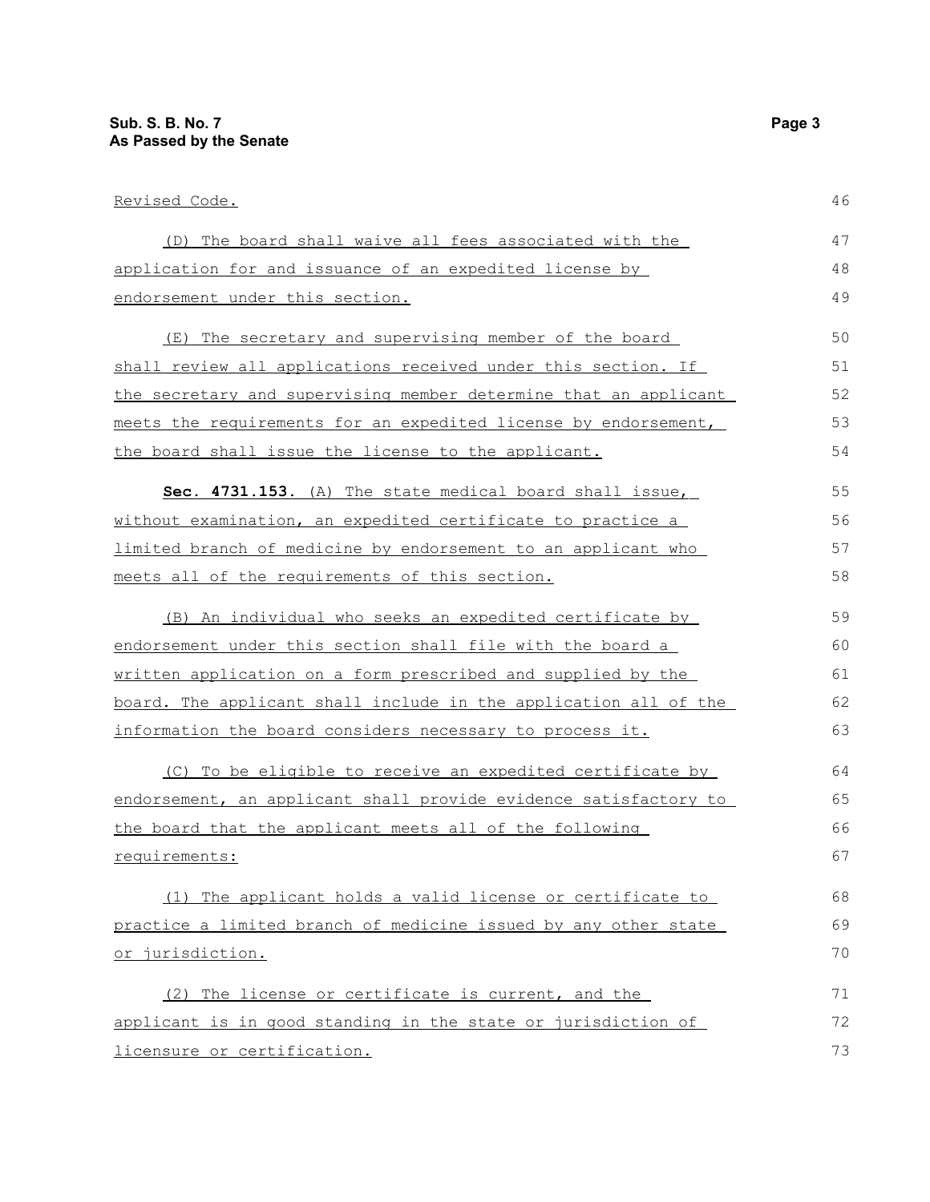Revised Code.

(D) The board shall waive all fees associated with the application for and issuance of an expedited license by endorsement under this section.

(E) The secretary and supervising member of the board shall review all applications received under this section. If the secretary and supervising member determine that an applicant meets the requirements for an expedited license by endorsement, the board shall issue the license to the applicant.

**Sec. 4731.153.** (A) The state medical board shall issue, without examination, an expedited certificate to practice a limited branch of medicine by endorsement to an applicant who meets all of the requirements of this section.

(B) An individual who seeks an expedited certificate by endorsement under this section shall file with the board a written application on a form prescribed and supplied by the board. The applicant shall include in the application all of the information the board considers necessary to process it.

(C) To be eligible to receive an expedited certificate by endorsement, an applicant shall provide evidence satisfactory to the board that the applicant meets all of the following requirements:

(1) The applicant holds a valid license or certificate to practice a limited branch of medicine issued by any other state or jurisdiction.

(2) The license or certificate is current, and the applicant is in good standing in the state or jurisdiction of licensure or certification.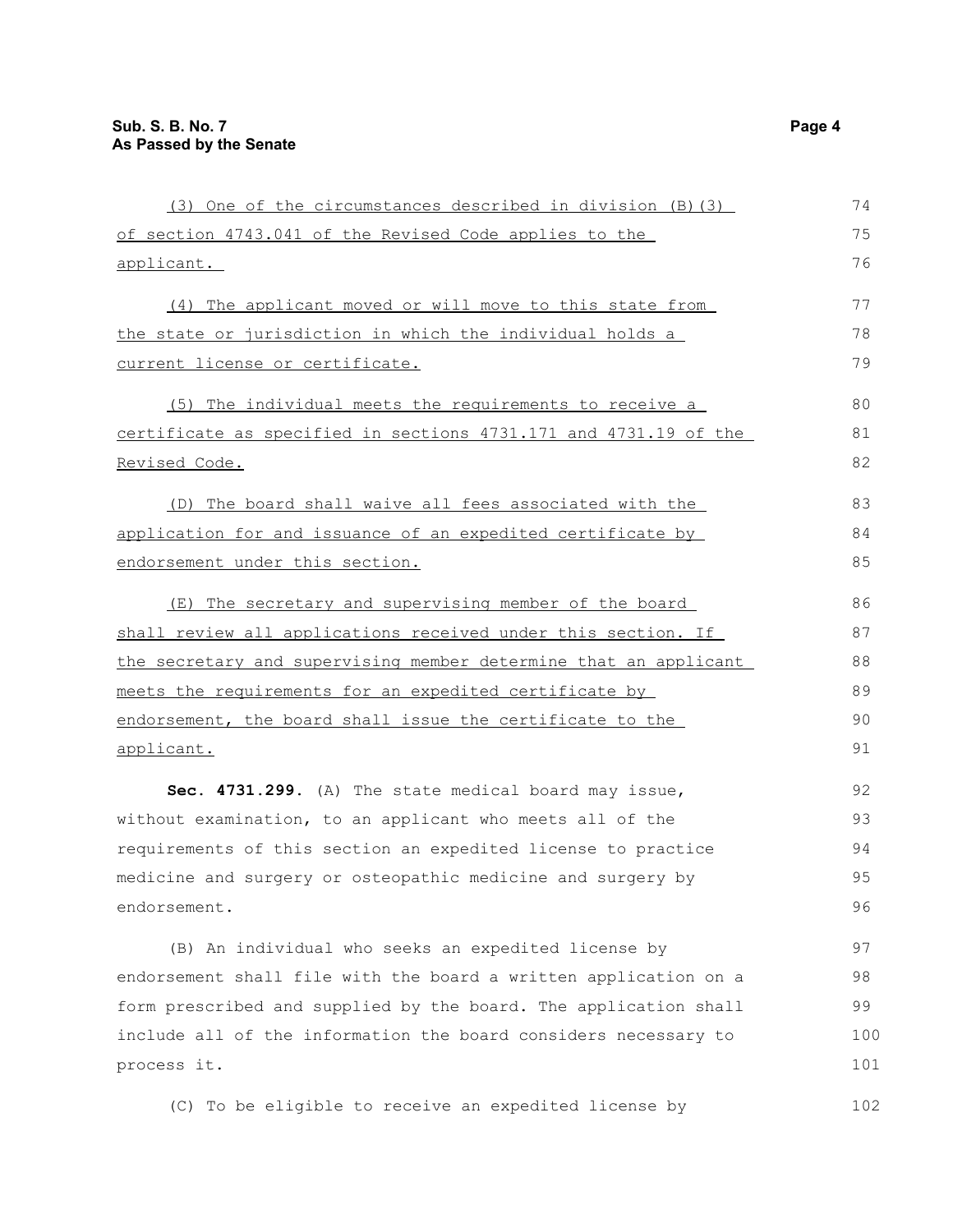(3) One of the circumstances described in division (B)(3) of section 4743.041 of the Revised Code applies to the applicant.

(4) The applicant moved or will move to this state from the state or jurisdiction in which the individual holds a current license or certificate.

(5) The individual meets the requirements to receive a certificate as specified in sections 4731.171 and 4731.19 of the Revised Code.

(D) The board shall waive all fees associated with the application for and issuance of an expedited certificate by endorsement under this section.

(E) The secretary and supervising member of the board shall review all applications received under this section. If the secretary and supervising member determine that an applicant meets the requirements for an expedited certificate by endorsement, the board shall issue the certificate to the applicant.

**Sec. 4731.299.** (A) The state medical board may issue, without examination, to an applicant who meets all of the requirements of this section an expedited license to practice medicine and surgery or osteopathic medicine and surgery by endorsement.

(B) An individual who seeks an expedited license by endorsement shall file with the board a written application on a form prescribed and supplied by the board. The application shall include all of the information the board considers necessary to process it.

(C) To be eligible to receive an expedited license by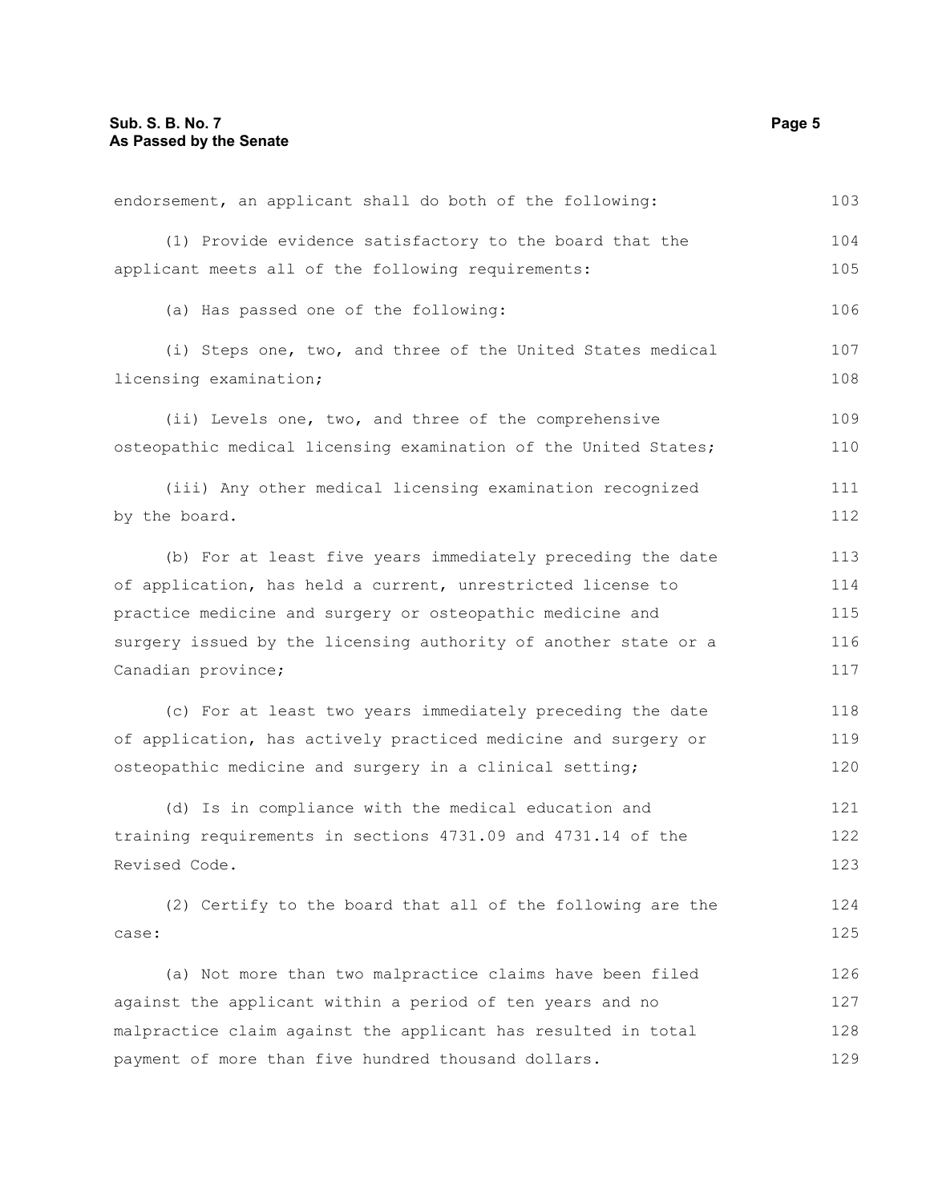endorsement, an applicant shall do both of the following:

(1) Provide evidence satisfactory to the board that the applicant meets all of the following requirements:

(a) Has passed one of the following:

(i) Steps one, two, and three of the United States medical licensing examination;

(ii) Levels one, two, and three of the comprehensive osteopathic medical licensing examination of the United States;

(iii) Any other medical licensing examination recognized by the board.

(b) For at least five years immediately preceding the date of application, has held a current, unrestricted license to practice medicine and surgery or osteopathic medicine and surgery issued by the licensing authority of another state or a Canadian province;

(c) For at least two years immediately preceding the date of application, has actively practiced medicine and surgery or osteopathic medicine and surgery in a clinical setting;

(d) Is in compliance with the medical education and training requirements in sections 4731.09 and 4731.14 of the Revised Code.

(2) Certify to the board that all of the following are the case:

(a) Not more than two malpractice claims have been filed against the applicant within a period of ten years and no malpractice claim against the applicant has resulted in total payment of more than five hundred thousand dollars.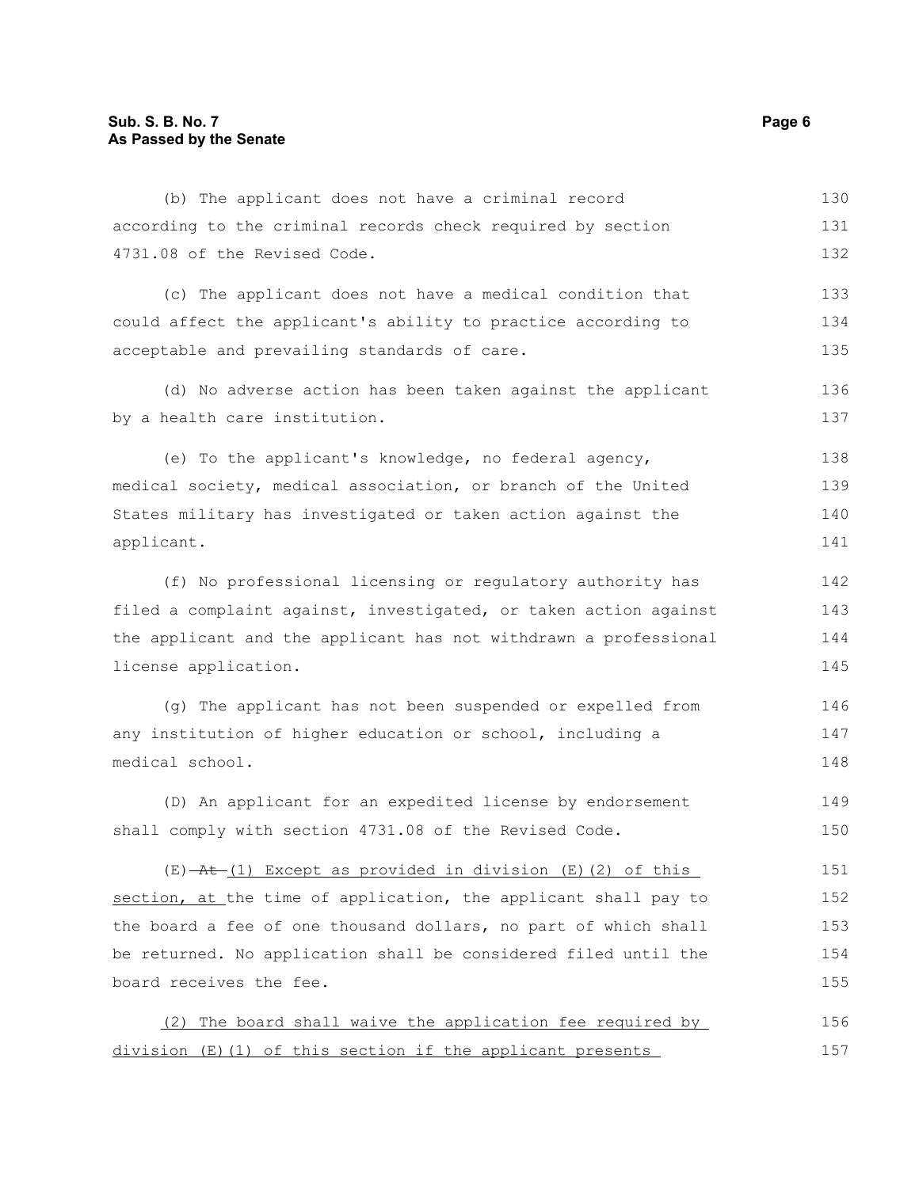(b) The applicant does not have a criminal record according to the criminal records check required by section 4731.08 of the Revised Code.

(c) The applicant does not have a medical condition that could affect the applicant's ability to practice according to acceptable and prevailing standards of care.

(d) No adverse action has been taken against the applicant by a health care institution.

(e) To the applicant's knowledge, no federal agency, medical society, medical association, or branch of the United States military has investigated or taken action against the applicant.

(f) No professional licensing or regulatory authority has filed a complaint against, investigated, or taken action against the applicant and the applicant has not withdrawn a professional license application.

(g) The applicant has not been suspended or expelled from any institution of higher education or school, including a medical school.

(D) An applicant for an expedited license by endorsement shall comply with section 4731.08 of the Revised Code.

(E) ~~At~~ <u>(1) Except as provided in division (E)(2) of this section, at</u> the time of application, the applicant shall pay to the board a fee of one thousand dollars, no part of which shall be returned. No application shall be considered filed until the board receives the fee.

<u>(2) The board shall waive the application fee required by division (E)(1) of this section if the applicant presents</u>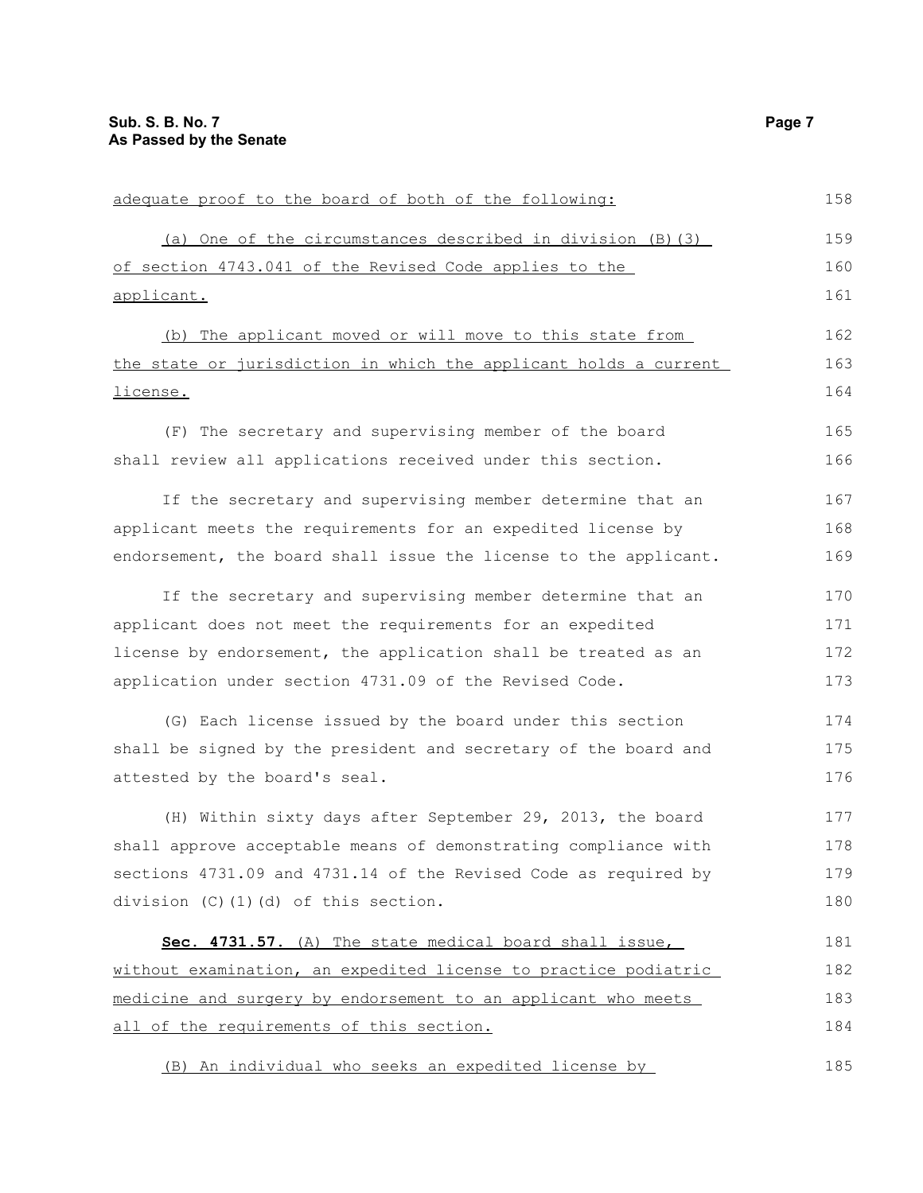adequate proof to the board of both of the following:

(a) One of the circumstances described in division (B)(3) of section 4743.041 of the Revised Code applies to the applicant.

(b) The applicant moved or will move to this state from the state or jurisdiction in which the applicant holds a current license.

(F) The secretary and supervising member of the board shall review all applications received under this section.

If the secretary and supervising member determine that an applicant meets the requirements for an expedited license by endorsement, the board shall issue the license to the applicant.

If the secretary and supervising member determine that an applicant does not meet the requirements for an expedited license by endorsement, the application shall be treated as an application under section 4731.09 of the Revised Code.

(G) Each license issued by the board under this section shall be signed by the president and secretary of the board and attested by the board's seal.

(H) Within sixty days after September 29, 2013, the board shall approve acceptable means of demonstrating compliance with sections 4731.09 and 4731.14 of the Revised Code as required by division (C)(1)(d) of this section.

**Sec. 4731.57.** (A) The state medical board shall issue, without examination, an expedited license to practice podiatric medicine and surgery by endorsement to an applicant who meets all of the requirements of this section.

(B) An individual who seeks an expedited license by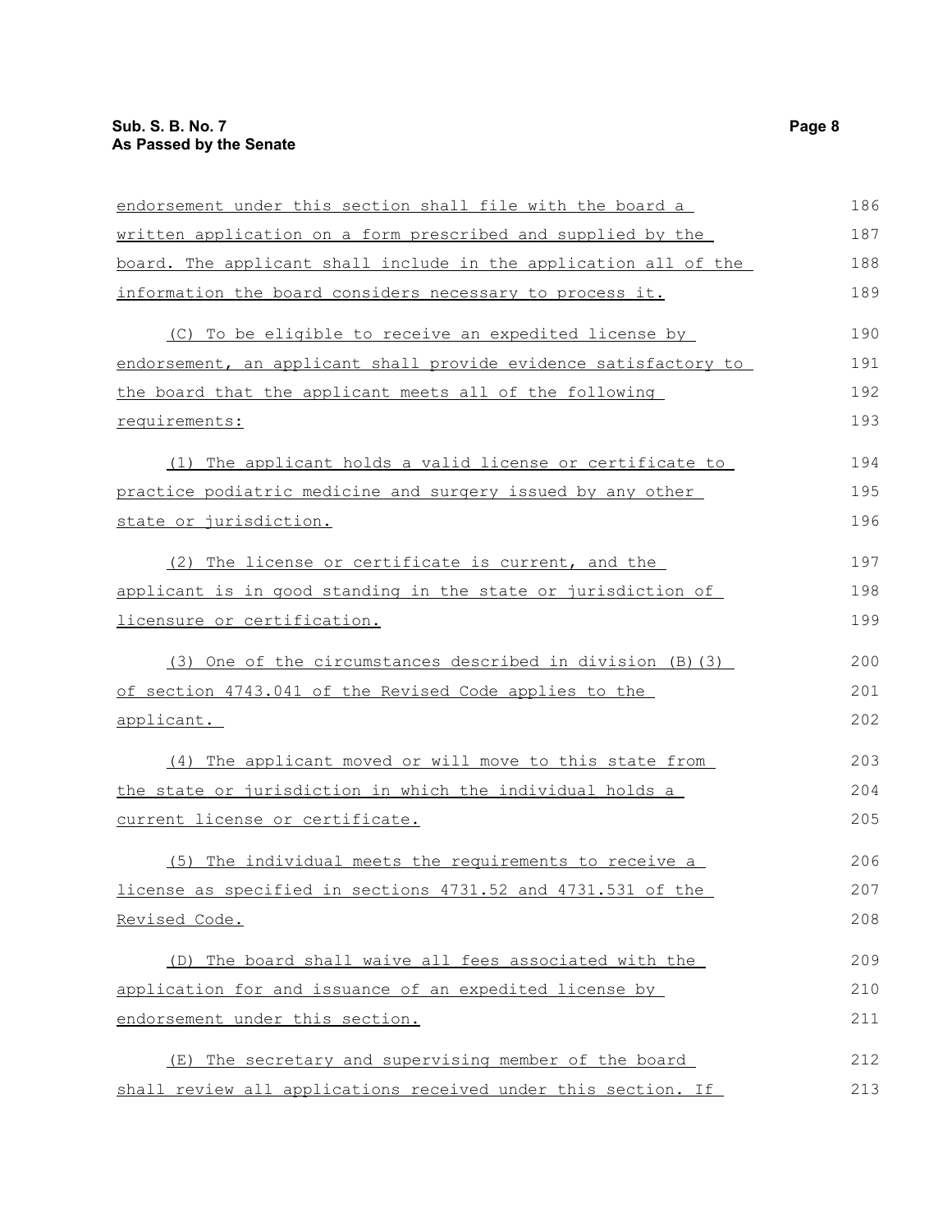endorsement under this section shall file with the board a written application on a form prescribed and supplied by the board. The applicant shall include in the application all of the information the board considers necessary to process it.

(C) To be eligible to receive an expedited license by endorsement, an applicant shall provide evidence satisfactory to the board that the applicant meets all of the following requirements:

(1) The applicant holds a valid license or certificate to practice podiatric medicine and surgery issued by any other state or jurisdiction.

(2) The license or certificate is current, and the applicant is in good standing in the state or jurisdiction of licensure or certification.

(3) One of the circumstances described in division (B)(3) of section 4743.041 of the Revised Code applies to the applicant.

(4) The applicant moved or will move to this state from the state or jurisdiction in which the individual holds a current license or certificate.

(5) The individual meets the requirements to receive a license as specified in sections 4731.52 and 4731.531 of the Revised Code.

(D) The board shall waive all fees associated with the application for and issuance of an expedited license by endorsement under this section.

(E) The secretary and supervising member of the board shall review all applications received under this section. If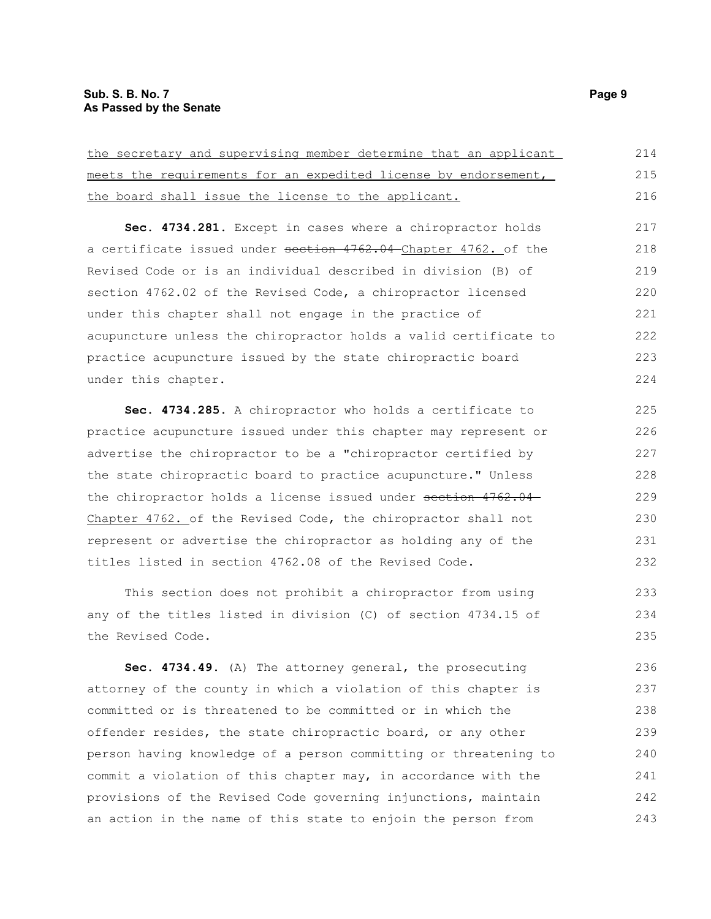the secretary and supervising member determine that an applicant meets the requirements for an expedited license by endorsement, the board shall issue the license to the applicant.

**Sec. 4734.281.** Except in cases where a chiropractor holds a certificate issued under ~~section 4762.04~~ Chapter 4762. of the Revised Code or is an individual described in division (B) of section 4762.02 of the Revised Code, a chiropractor licensed under this chapter shall not engage in the practice of acupuncture unless the chiropractor holds a valid certificate to practice acupuncture issued by the state chiropractic board under this chapter.

**Sec. 4734.285.** A chiropractor who holds a certificate to practice acupuncture issued under this chapter may represent or advertise the chiropractor to be a "chiropractor certified by the state chiropractic board to practice acupuncture." Unless the chiropractor holds a license issued under ~~section 4762.04~~ Chapter 4762. of the Revised Code, the chiropractor shall not represent or advertise the chiropractor as holding any of the titles listed in section 4762.08 of the Revised Code.

This section does not prohibit a chiropractor from using any of the titles listed in division (C) of section 4734.15 of the Revised Code.

**Sec. 4734.49.** (A) The attorney general, the prosecuting attorney of the county in which a violation of this chapter is committed or is threatened to be committed or in which the offender resides, the state chiropractic board, or any other person having knowledge of a person committing or threatening to commit a violation of this chapter may, in accordance with the provisions of the Revised Code governing injunctions, maintain an action in the name of this state to enjoin the person from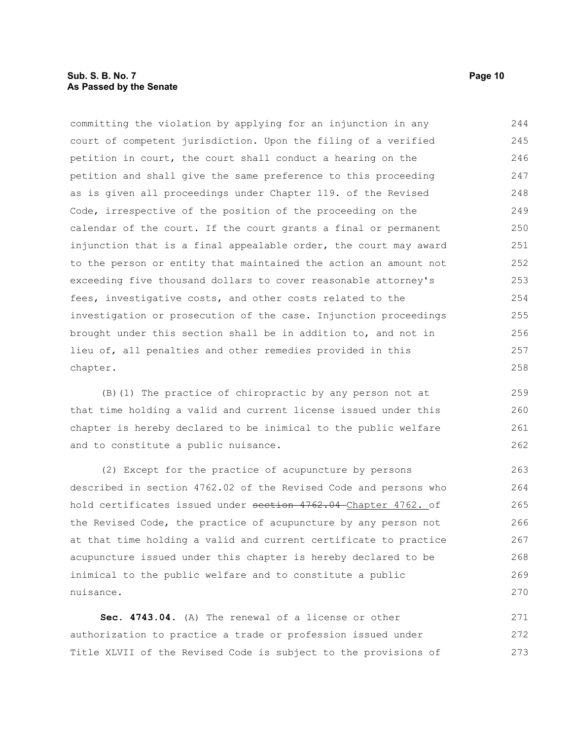committing the violation by applying for an injunction in any court of competent jurisdiction. Upon the filing of a verified petition in court, the court shall conduct a hearing on the petition and shall give the same preference to this proceeding as is given all proceedings under Chapter 119. of the Revised Code, irrespective of the position of the proceeding on the calendar of the court. If the court grants a final or permanent injunction that is a final appealable order, the court may award to the person or entity that maintained the action an amount not exceeding five thousand dollars to cover reasonable attorney's fees, investigative costs, and other costs related to the investigation or prosecution of the case. Injunction proceedings brought under this section shall be in addition to, and not in lieu of, all penalties and other remedies provided in this chapter.

(B)(1) The practice of chiropractic by any person not at that time holding a valid and current license issued under this chapter is hereby declared to be inimical to the public welfare and to constitute a public nuisance.

(2) Except for the practice of acupuncture by persons described in section 4762.02 of the Revised Code and persons who hold certificates issued under ~~section 4762.04~~ Chapter 4762. of the Revised Code, the practice of acupuncture by any person not at that time holding a valid and current certificate to practice acupuncture issued under this chapter is hereby declared to be inimical to the public welfare and to constitute a public nuisance.

**Sec. 4743.04.** (A) The renewal of a license or other authorization to practice a trade or profession issued under Title XLVII of the Revised Code is subject to the provisions of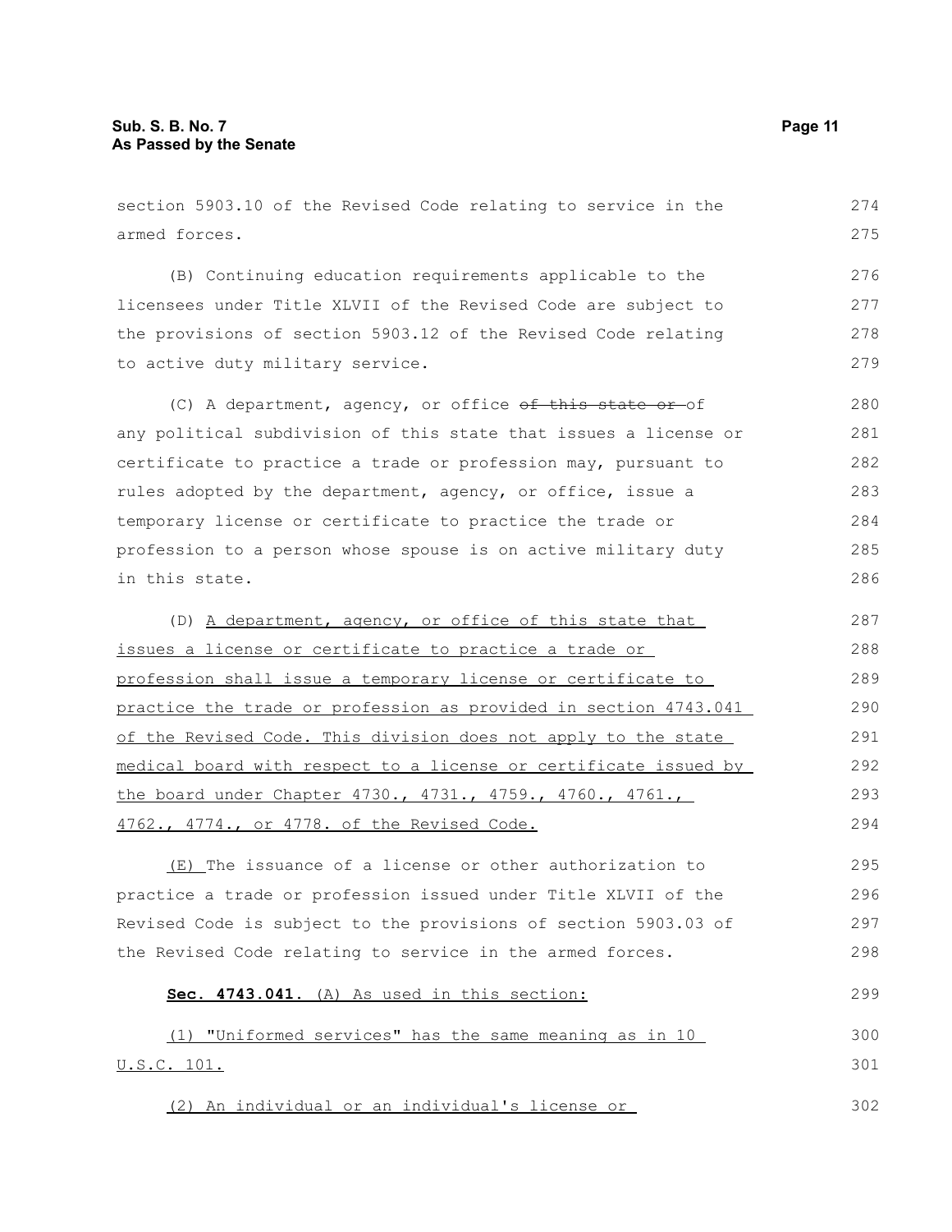section 5903.10 of the Revised Code relating to service in the armed forces.

(B) Continuing education requirements applicable to the licensees under Title XLVII of the Revised Code are subject to the provisions of section 5903.12 of the Revised Code relating to active duty military service.

(C) A department, agency, or office ~~of this state or~~ of any political subdivision of this state that issues a license or certificate to practice a trade or profession may, pursuant to rules adopted by the department, agency, or office, issue a temporary license or certificate to practice the trade or profession to a person whose spouse is on active military duty in this state.

(D) <u>A department, agency, or office of this state that issues a license or certificate to practice a trade or profession shall issue a temporary license or certificate to practice the trade or profession as provided in section 4743.041 of the Revised Code. This division does not apply to the state medical board with respect to a license or certificate issued by the board under Chapter 4730., 4731., 4759., 4760., 4761., 4762., 4774., or 4778. of the Revised Code.</u>

<u>(E)</u> The issuance of a license or other authorization to practice a trade or profession issued under Title XLVII of the Revised Code is subject to the provisions of section 5903.03 of the Revised Code relating to service in the armed forces.

<u>**Sec. 4743.041.** (A) As used in this section:</u>

<u>(1) "Uniformed services" has the same meaning as in 10 U.S.C. 101.</u>

<u>(2) An individual or an individual's license or</u>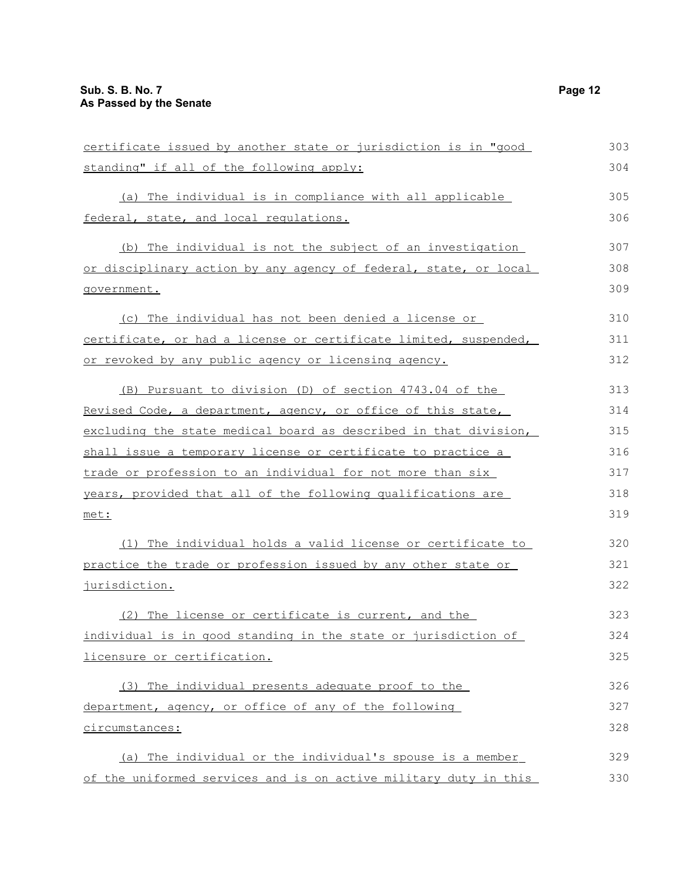certificate issued by another state or jurisdiction is in "good standing" if all of the following apply:

(a) The individual is in compliance with all applicable federal, state, and local regulations.

(b) The individual is not the subject of an investigation or disciplinary action by any agency of federal, state, or local government.

(c) The individual has not been denied a license or certificate, or had a license or certificate limited, suspended, or revoked by any public agency or licensing agency.

(B) Pursuant to division (D) of section 4743.04 of the Revised Code, a department, agency, or office of this state, excluding the state medical board as described in that division, shall issue a temporary license or certificate to practice a trade or profession to an individual for not more than six years, provided that all of the following qualifications are met:

(1) The individual holds a valid license or certificate to practice the trade or profession issued by any other state or jurisdiction.

(2) The license or certificate is current, and the individual is in good standing in the state or jurisdiction of licensure or certification.

(3) The individual presents adequate proof to the department, agency, or office of any of the following circumstances:

(a) The individual or the individual's spouse is a member of the uniformed services and is on active military duty in this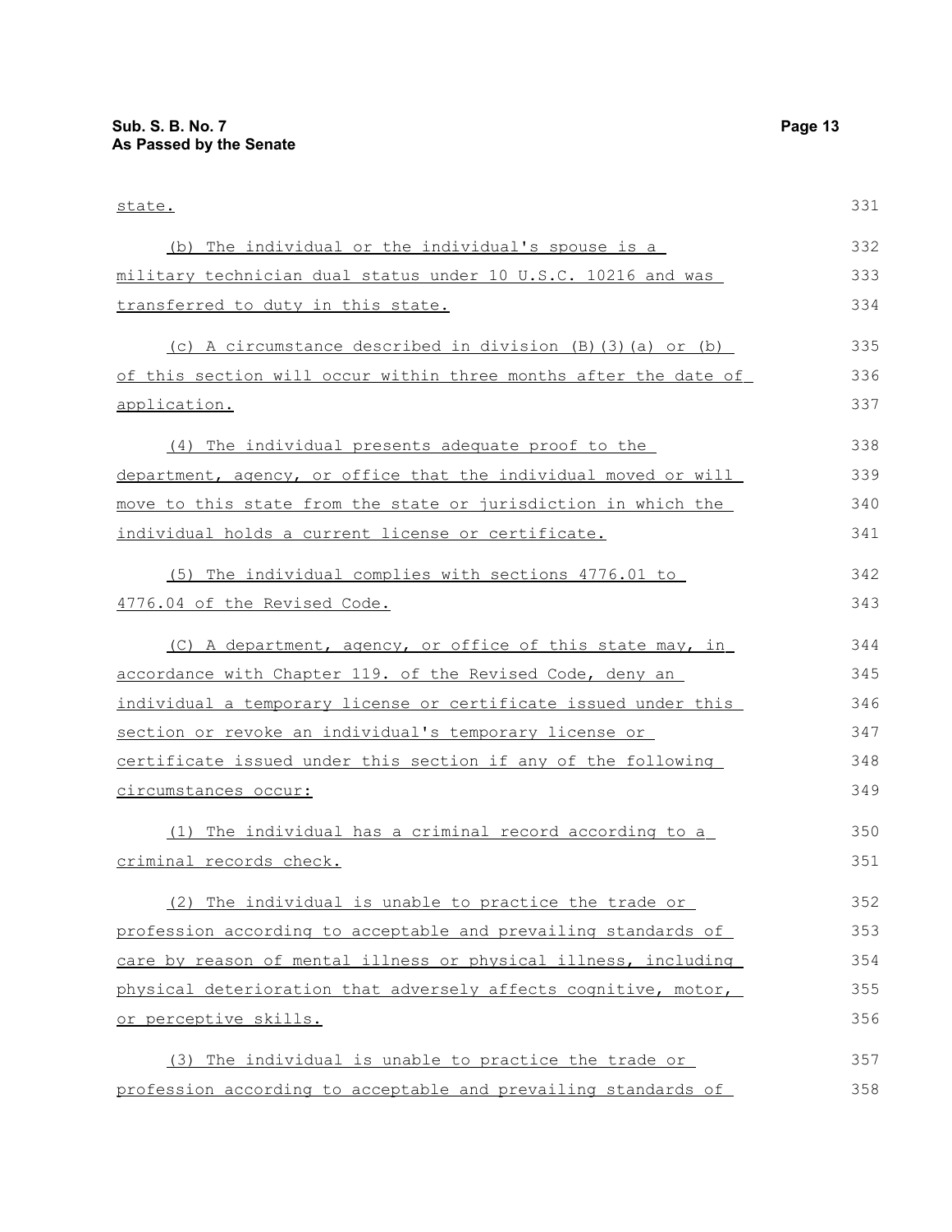state.

(b) The individual or the individual's spouse is a military technician dual status under 10 U.S.C. 10216 and was transferred to duty in this state.

(c) A circumstance described in division (B)(3)(a) or (b) of this section will occur within three months after the date of application.

(4) The individual presents adequate proof to the department, agency, or office that the individual moved or will move to this state from the state or jurisdiction in which the individual holds a current license or certificate.

(5) The individual complies with sections 4776.01 to 4776.04 of the Revised Code.

(C) A department, agency, or office of this state may, in accordance with Chapter 119. of the Revised Code, deny an individual a temporary license or certificate issued under this section or revoke an individual's temporary license or certificate issued under this section if any of the following circumstances occur:

(1) The individual has a criminal record according to a criminal records check.

(2) The individual is unable to practice the trade or profession according to acceptable and prevailing standards of care by reason of mental illness or physical illness, including physical deterioration that adversely affects cognitive, motor, or perceptive skills.

(3) The individual is unable to practice the trade or profession according to acceptable and prevailing standards of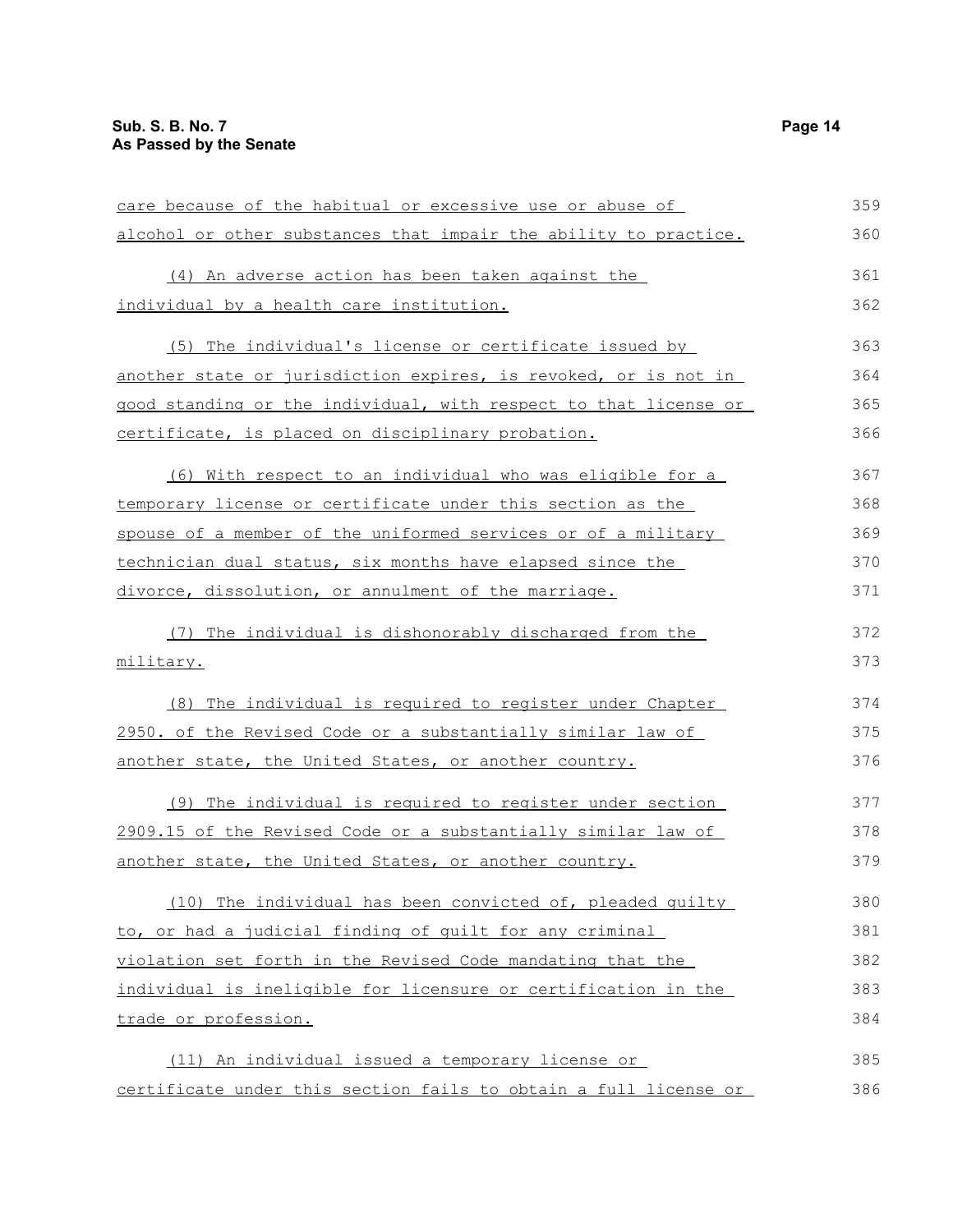care because of the habitual or excessive use or abuse of alcohol or other substances that impair the ability to practice.

(4) An adverse action has been taken against the individual by a health care institution.

(5) The individual's license or certificate issued by another state or jurisdiction expires, is revoked, or is not in good standing or the individual, with respect to that license or certificate, is placed on disciplinary probation.

(6) With respect to an individual who was eligible for a temporary license or certificate under this section as the spouse of a member of the uniformed services or of a military technician dual status, six months have elapsed since the divorce, dissolution, or annulment of the marriage.

(7) The individual is dishonorably discharged from the military.

(8) The individual is required to register under Chapter 2950. of the Revised Code or a substantially similar law of another state, the United States, or another country.

(9) The individual is required to register under section 2909.15 of the Revised Code or a substantially similar law of another state, the United States, or another country.

(10) The individual has been convicted of, pleaded guilty to, or had a judicial finding of guilt for any criminal violation set forth in the Revised Code mandating that the individual is ineligible for licensure or certification in the trade or profession.

(11) An individual issued a temporary license or certificate under this section fails to obtain a full license or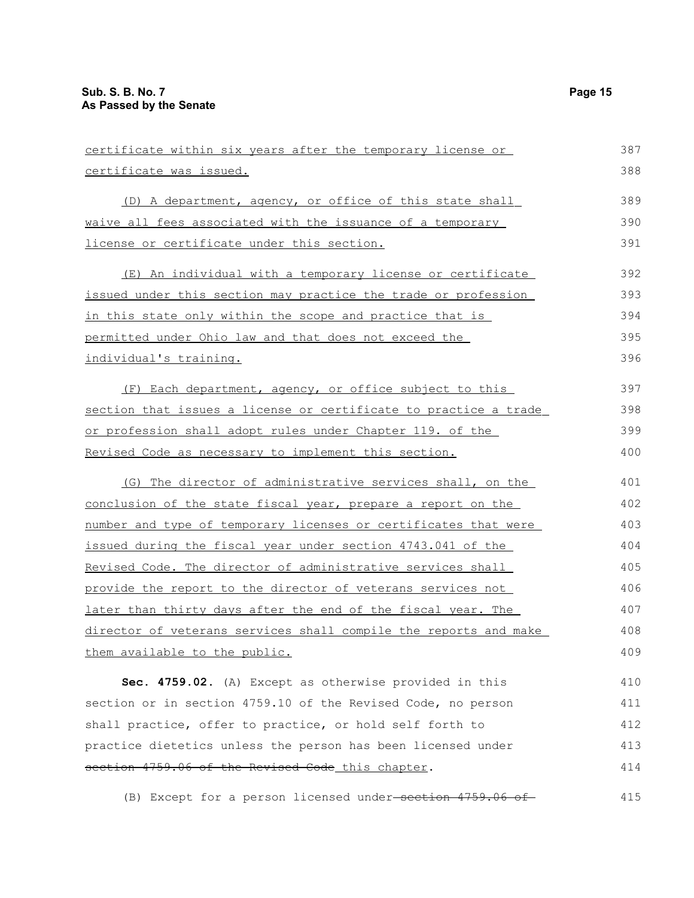certificate within six years after the temporary license or certificate was issued.

(D) A department, agency, or office of this state shall waive all fees associated with the issuance of a temporary license or certificate under this section.

(E) An individual with a temporary license or certificate issued under this section may practice the trade or profession in this state only within the scope and practice that is permitted under Ohio law and that does not exceed the individual's training.

(F) Each department, agency, or office subject to this section that issues a license or certificate to practice a trade or profession shall adopt rules under Chapter 119. of the Revised Code as necessary to implement this section.

(G) The director of administrative services shall, on the conclusion of the state fiscal year, prepare a report on the number and type of temporary licenses or certificates that were issued during the fiscal year under section 4743.041 of the Revised Code. The director of administrative services shall provide the report to the director of veterans services not later than thirty days after the end of the fiscal year. The director of veterans services shall compile the reports and make them available to the public.

**Sec. 4759.02.** (A) Except as otherwise provided in this section or in section 4759.10 of the Revised Code, no person shall practice, offer to practice, or hold self forth to practice dietetics unless the person has been licensed under ~~section 4759.06 of the Revised Code~~ this chapter.

(B) Except for a person licensed under ~~section 4759.06 of~~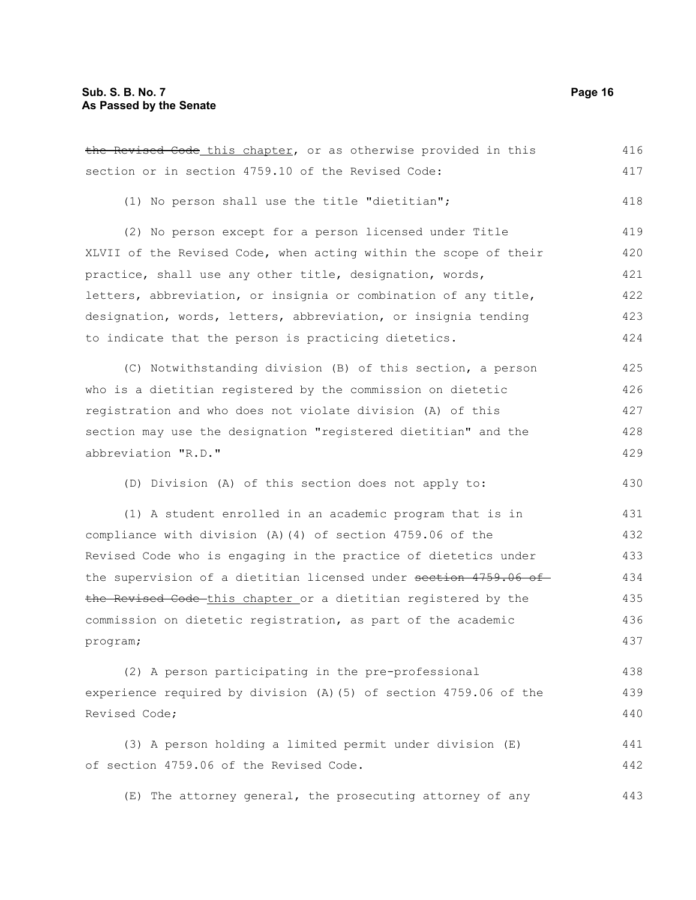~~the Revised Code~~ this chapter, or as otherwise provided in this section or in section 4759.10 of the Revised Code:

(1) No person shall use the title "dietitian";

(2) No person except for a person licensed under Title XLVII of the Revised Code, when acting within the scope of their practice, shall use any other title, designation, words, letters, abbreviation, or insignia or combination of any title, designation, words, letters, abbreviation, or insignia tending to indicate that the person is practicing dietetics.

(C) Notwithstanding division (B) of this section, a person who is a dietitian registered by the commission on dietetic registration and who does not violate division (A) of this section may use the designation "registered dietitian" and the abbreviation "R.D."

(D) Division (A) of this section does not apply to:

(1) A student enrolled in an academic program that is in compliance with division (A)(4) of section 4759.06 of the Revised Code who is engaging in the practice of dietetics under the supervision of a dietitian licensed under ~~section 4759.06 of the Revised Code~~ this chapter or a dietitian registered by the commission on dietetic registration, as part of the academic program;

(2) A person participating in the pre-professional experience required by division (A)(5) of section 4759.06 of the Revised Code;

(3) A person holding a limited permit under division (E) of section 4759.06 of the Revised Code.

(E) The attorney general, the prosecuting attorney of any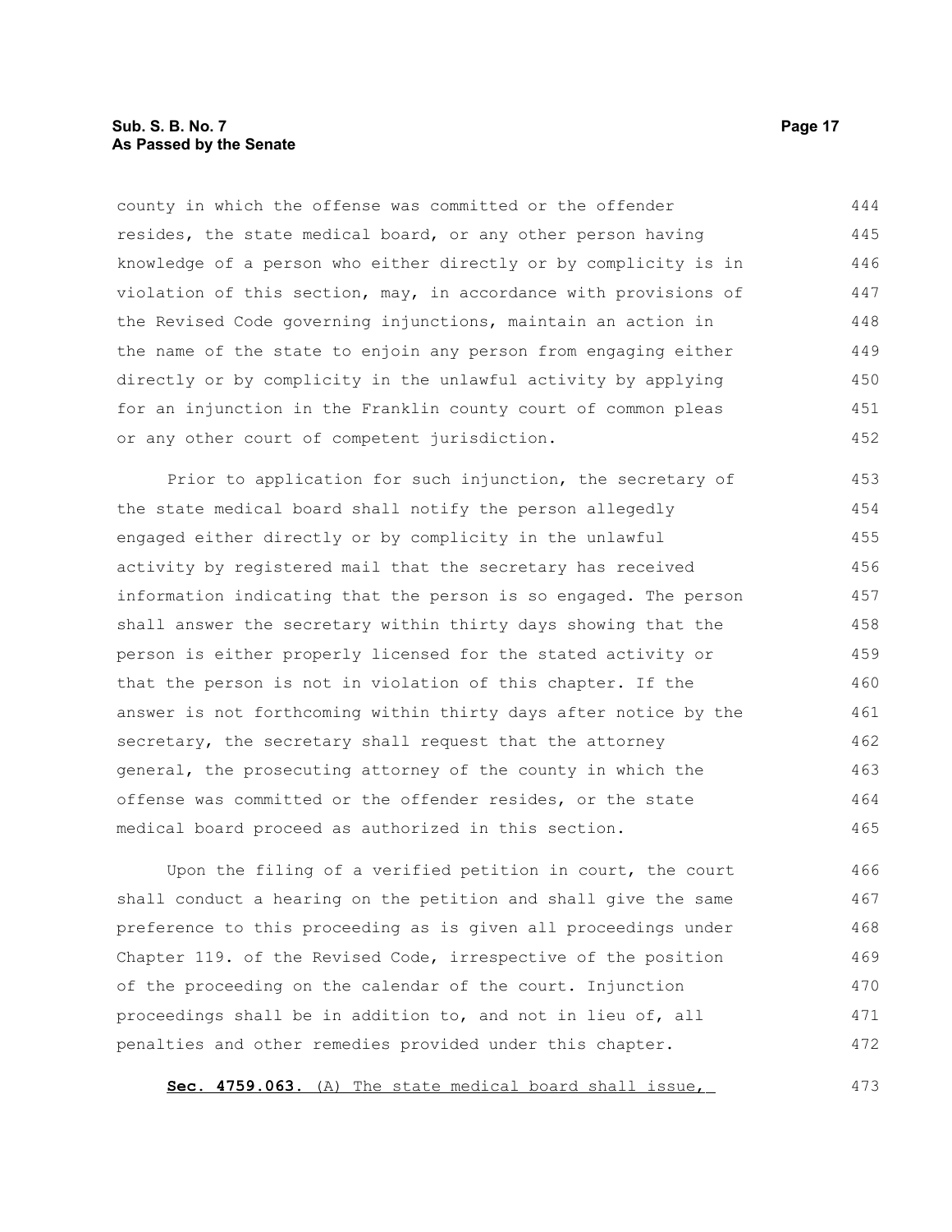county in which the offense was committed or the offender resides, the state medical board, or any other person having knowledge of a person who either directly or by complicity is in violation of this section, may, in accordance with provisions of the Revised Code governing injunctions, maintain an action in the name of the state to enjoin any person from engaging either directly or by complicity in the unlawful activity by applying for an injunction in the Franklin county court of common pleas or any other court of competent jurisdiction.

Prior to application for such injunction, the secretary of the state medical board shall notify the person allegedly engaged either directly or by complicity in the unlawful activity by registered mail that the secretary has received information indicating that the person is so engaged. The person shall answer the secretary within thirty days showing that the person is either properly licensed for the stated activity or that the person is not in violation of this chapter. If the answer is not forthcoming within thirty days after notice by the secretary, the secretary shall request that the attorney general, the prosecuting attorney of the county in which the offense was committed or the offender resides, or the state medical board proceed as authorized in this section.

Upon the filing of a verified petition in court, the court shall conduct a hearing on the petition and shall give the same preference to this proceeding as is given all proceedings under Chapter 119. of the Revised Code, irrespective of the position of the proceeding on the calendar of the court. Injunction proceedings shall be in addition to, and not in lieu of, all penalties and other remedies provided under this chapter.

**Sec. 4759.063.** (A) The state medical board shall issue,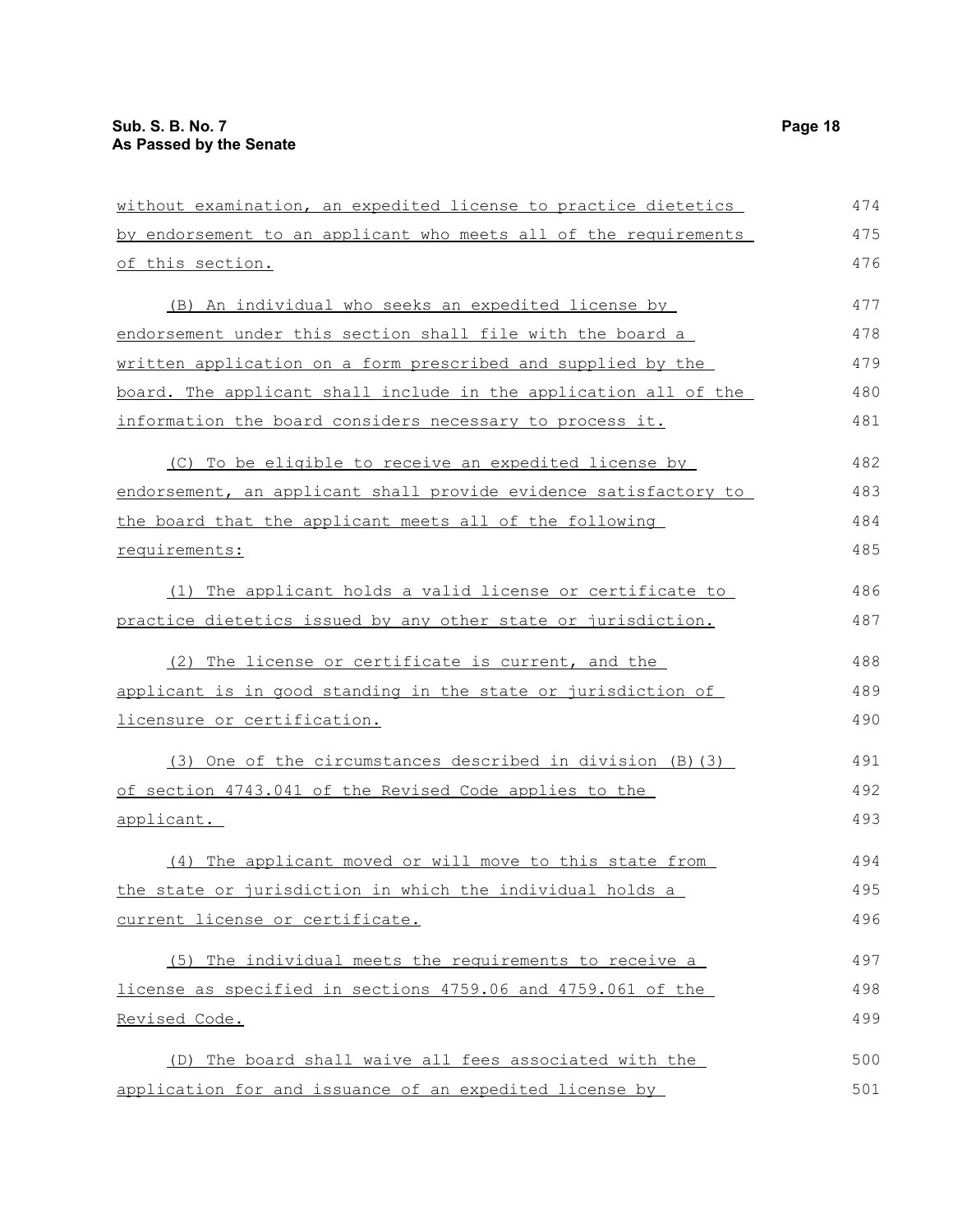without examination, an expedited license to practice dietetics by endorsement to an applicant who meets all of the requirements of this section.

(B) An individual who seeks an expedited license by endorsement under this section shall file with the board a written application on a form prescribed and supplied by the board. The applicant shall include in the application all of the information the board considers necessary to process it.

(C) To be eligible to receive an expedited license by endorsement, an applicant shall provide evidence satisfactory to the board that the applicant meets all of the following requirements:

(1) The applicant holds a valid license or certificate to practice dietetics issued by any other state or jurisdiction.

(2) The license or certificate is current, and the applicant is in good standing in the state or jurisdiction of licensure or certification.

(3) One of the circumstances described in division (B)(3) of section 4743.041 of the Revised Code applies to the applicant.

(4) The applicant moved or will move to this state from the state or jurisdiction in which the individual holds a current license or certificate.

(5) The individual meets the requirements to receive a license as specified in sections 4759.06 and 4759.061 of the Revised Code.

(D) The board shall waive all fees associated with the application for and issuance of an expedited license by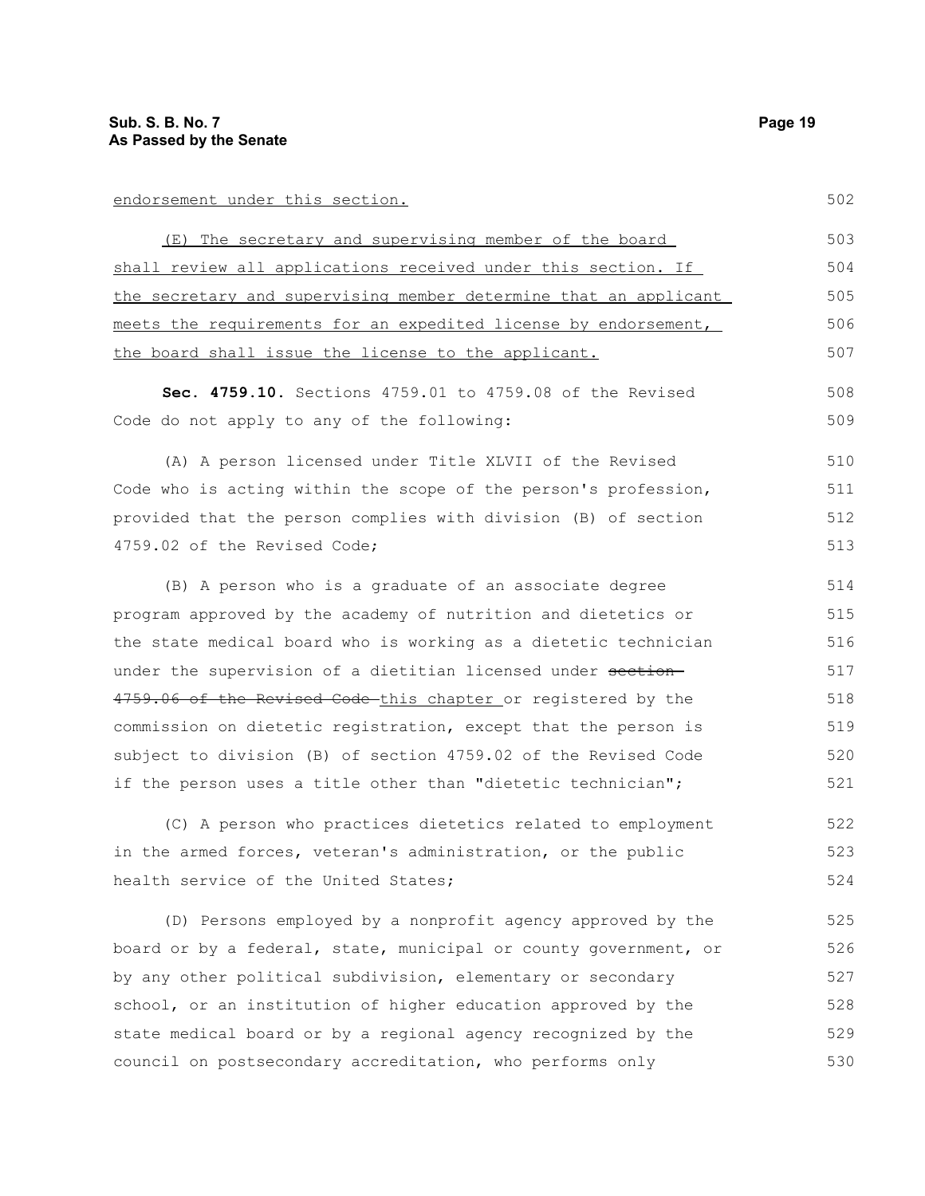endorsement under this section.

(E) The secretary and supervising member of the board shall review all applications received under this section. If the secretary and supervising member determine that an applicant meets the requirements for an expedited license by endorsement, the board shall issue the license to the applicant.

**Sec. 4759.10.** Sections 4759.01 to 4759.08 of the Revised Code do not apply to any of the following:

(A) A person licensed under Title XLVII of the Revised Code who is acting within the scope of the person's profession, provided that the person complies with division (B) of section 4759.02 of the Revised Code;

(B) A person who is a graduate of an associate degree program approved by the academy of nutrition and dietetics or the state medical board who is working as a dietetic technician under the supervision of a dietitian licensed under ~~section 4759.06 of the Revised Code~~ this chapter or registered by the commission on dietetic registration, except that the person is subject to division (B) of section 4759.02 of the Revised Code if the person uses a title other than "dietetic technician";

(C) A person who practices dietetics related to employment in the armed forces, veteran's administration, or the public health service of the United States;

(D) Persons employed by a nonprofit agency approved by the board or by a federal, state, municipal or county government, or by any other political subdivision, elementary or secondary school, or an institution of higher education approved by the state medical board or by a regional agency recognized by the council on postsecondary accreditation, who performs only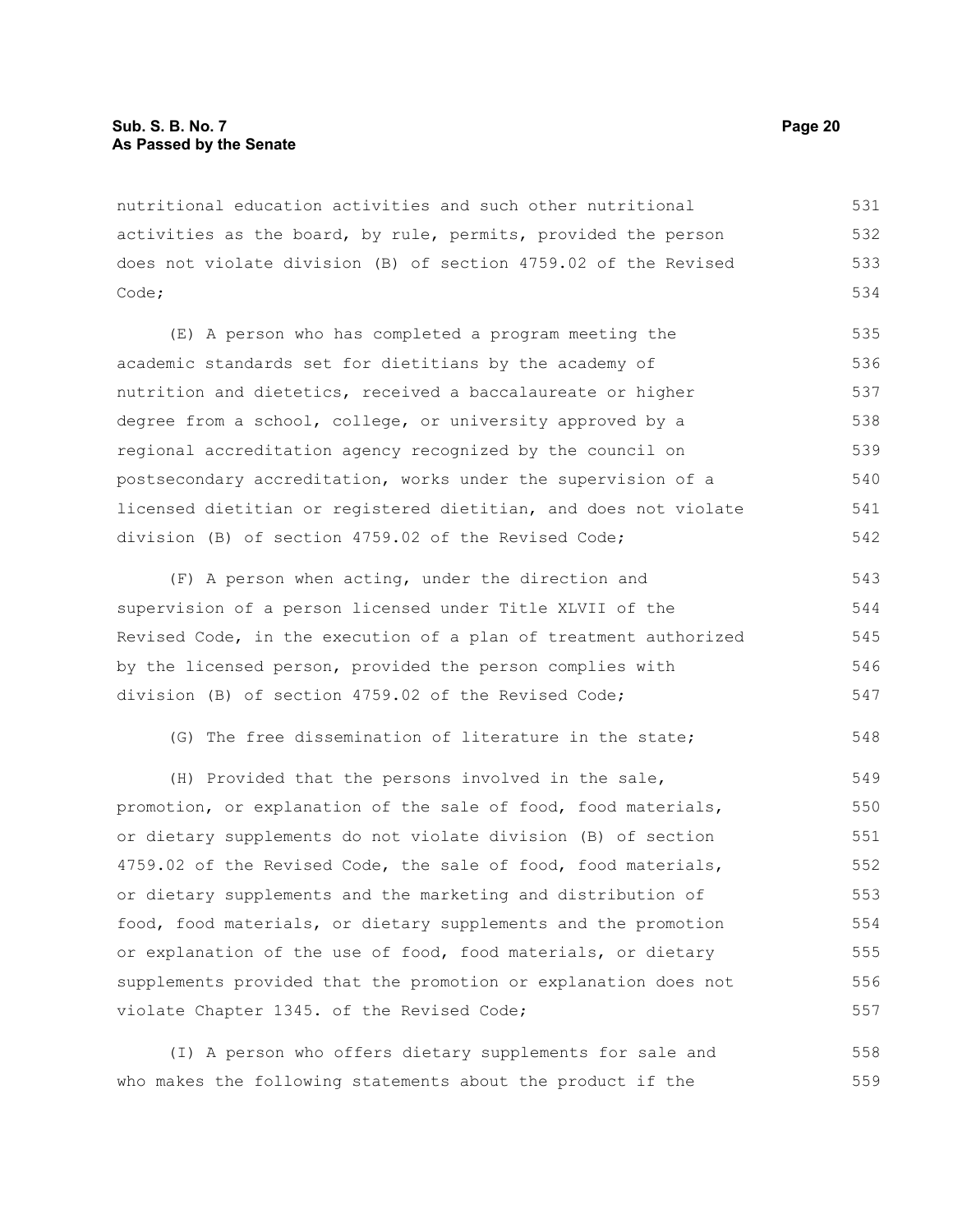nutritional education activities and such other nutritional activities as the board, by rule, permits, provided the person does not violate division (B) of section 4759.02 of the Revised Code;

(E) A person who has completed a program meeting the academic standards set for dietitians by the academy of nutrition and dietetics, received a baccalaureate or higher degree from a school, college, or university approved by a regional accreditation agency recognized by the council on postsecondary accreditation, works under the supervision of a licensed dietitian or registered dietitian, and does not violate division (B) of section 4759.02 of the Revised Code;

(F) A person when acting, under the direction and supervision of a person licensed under Title XLVII of the Revised Code, in the execution of a plan of treatment authorized by the licensed person, provided the person complies with division (B) of section 4759.02 of the Revised Code;

(G) The free dissemination of literature in the state;

(H) Provided that the persons involved in the sale, promotion, or explanation of the sale of food, food materials, or dietary supplements do not violate division (B) of section 4759.02 of the Revised Code, the sale of food, food materials, or dietary supplements and the marketing and distribution of food, food materials, or dietary supplements and the promotion or explanation of the use of food, food materials, or dietary supplements provided that the promotion or explanation does not violate Chapter 1345. of the Revised Code;

(I) A person who offers dietary supplements for sale and who makes the following statements about the product if the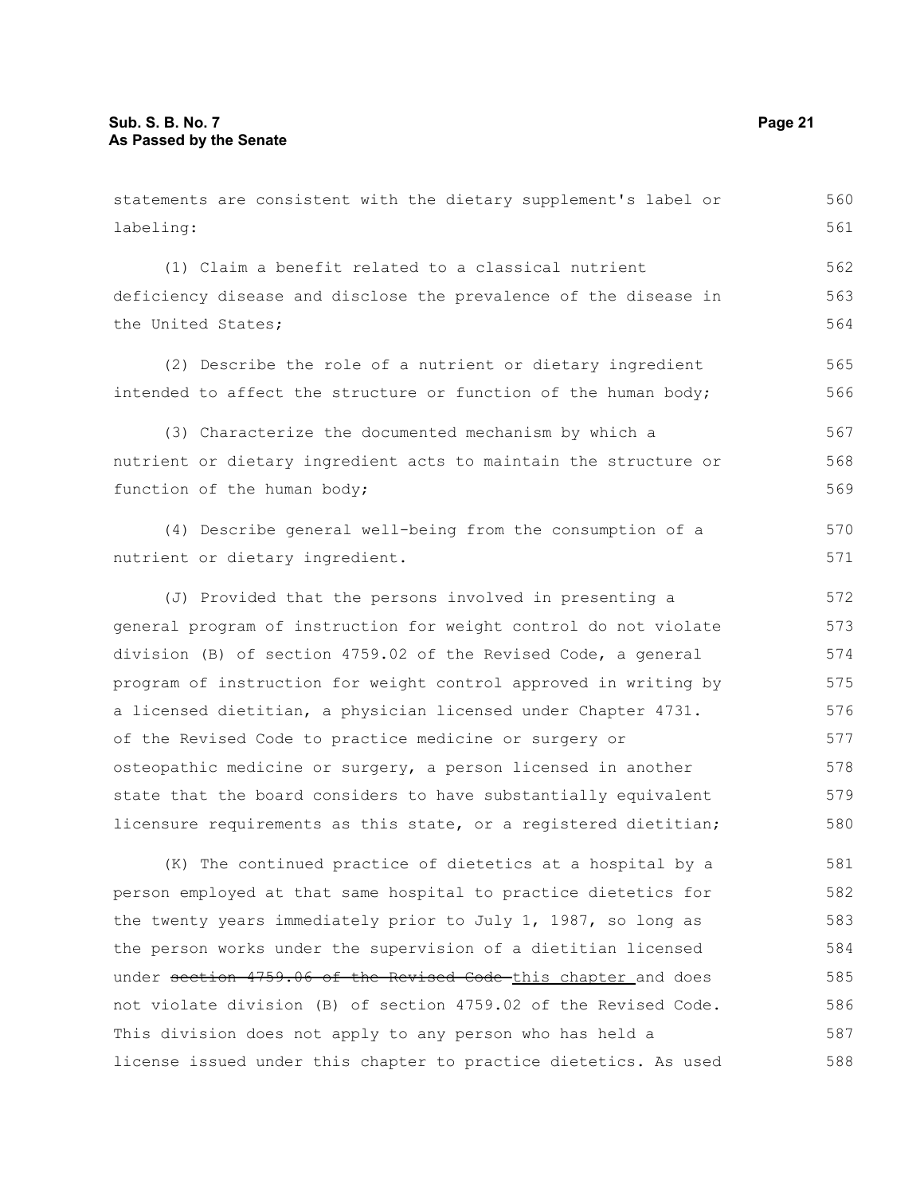statements are consistent with the dietary supplement's label or labeling:

(1) Claim a benefit related to a classical nutrient deficiency disease and disclose the prevalence of the disease in the United States;

(2) Describe the role of a nutrient or dietary ingredient intended to affect the structure or function of the human body;

(3) Characterize the documented mechanism by which a nutrient or dietary ingredient acts to maintain the structure or function of the human body;

(4) Describe general well-being from the consumption of a nutrient or dietary ingredient.

(J) Provided that the persons involved in presenting a general program of instruction for weight control do not violate division (B) of section 4759.02 of the Revised Code, a general program of instruction for weight control approved in writing by a licensed dietitian, a physician licensed under Chapter 4731. of the Revised Code to practice medicine or surgery or osteopathic medicine or surgery, a person licensed in another state that the board considers to have substantially equivalent licensure requirements as this state, or a registered dietitian;

(K) The continued practice of dietetics at a hospital by a person employed at that same hospital to practice dietetics for the twenty years immediately prior to July 1, 1987, so long as the person works under the supervision of a dietitian licensed under ~~section 4759.06 of the Revised Code~~ this chapter and does not violate division (B) of section 4759.02 of the Revised Code. This division does not apply to any person who has held a license issued under this chapter to practice dietetics. As used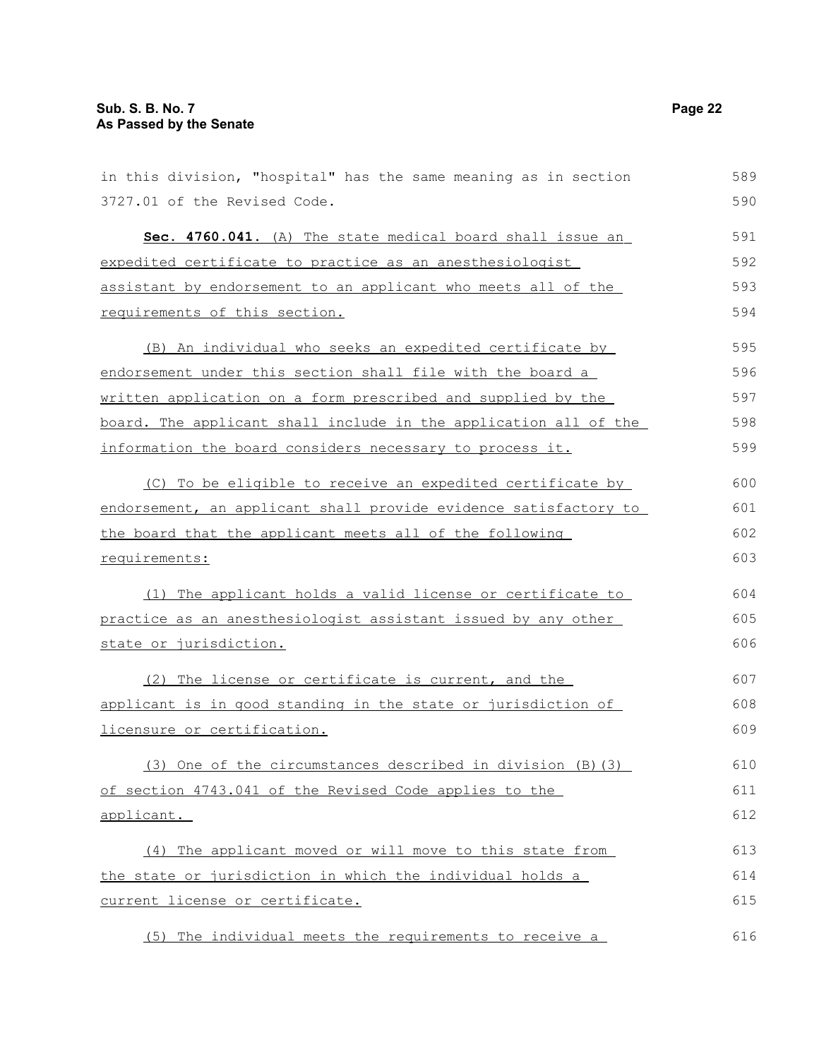in this division, "hospital" has the same meaning as in section 3727.01 of the Revised Code.

**Sec. 4760.041.** (A) The state medical board shall issue an expedited certificate to practice as an anesthesiologist assistant by endorsement to an applicant who meets all of the requirements of this section.

(B) An individual who seeks an expedited certificate by endorsement under this section shall file with the board a written application on a form prescribed and supplied by the board. The applicant shall include in the application all of the information the board considers necessary to process it.

(C) To be eligible to receive an expedited certificate by endorsement, an applicant shall provide evidence satisfactory to the board that the applicant meets all of the following requirements:

(1) The applicant holds a valid license or certificate to practice as an anesthesiologist assistant issued by any other state or jurisdiction.

(2) The license or certificate is current, and the applicant is in good standing in the state or jurisdiction of licensure or certification.

(3) One of the circumstances described in division (B)(3) of section 4743.041 of the Revised Code applies to the applicant.

(4) The applicant moved or will move to this state from the state or jurisdiction in which the individual holds a current license or certificate.

(5) The individual meets the requirements to receive a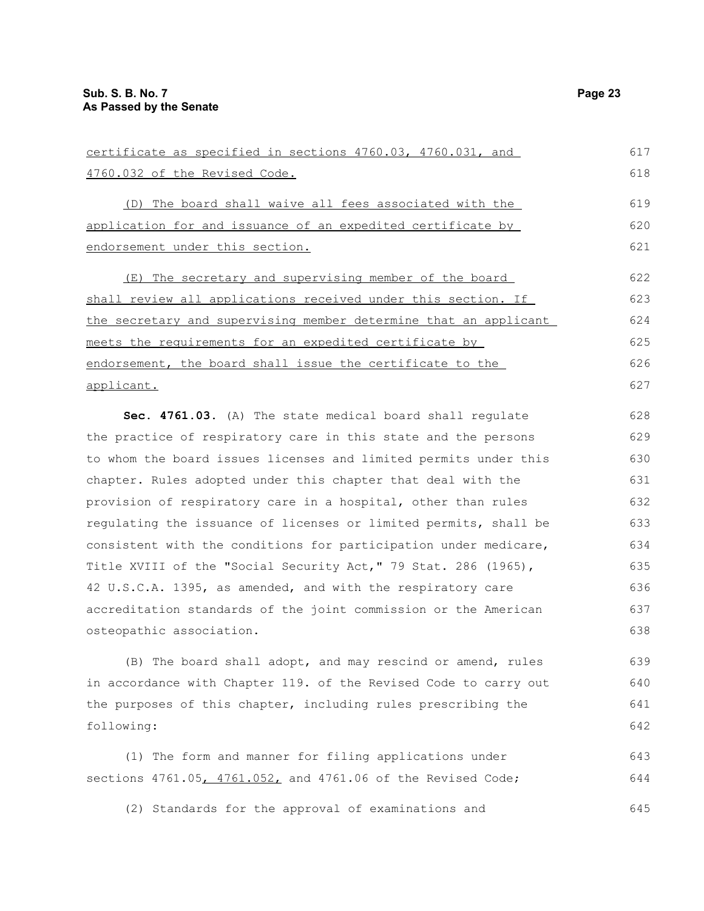certificate as specified in sections 4760.03, 4760.031, and 4760.032 of the Revised Code.

(D) The board shall waive all fees associated with the application for and issuance of an expedited certificate by endorsement under this section.

(E) The secretary and supervising member of the board shall review all applications received under this section. If the secretary and supervising member determine that an applicant meets the requirements for an expedited certificate by endorsement, the board shall issue the certificate to the applicant.

**Sec. 4761.03.** (A) The state medical board shall regulate the practice of respiratory care in this state and the persons to whom the board issues licenses and limited permits under this chapter. Rules adopted under this chapter that deal with the provision of respiratory care in a hospital, other than rules regulating the issuance of licenses or limited permits, shall be consistent with the conditions for participation under medicare, Title XVIII of the "Social Security Act," 79 Stat. 286 (1965), 42 U.S.C.A. 1395, as amended, and with the respiratory care accreditation standards of the joint commission or the American osteopathic association.

(B) The board shall adopt, and may rescind or amend, rules in accordance with Chapter 119. of the Revised Code to carry out the purposes of this chapter, including rules prescribing the following:

(1) The form and manner for filing applications under sections 4761.05, 4761.052, and 4761.06 of the Revised Code;

(2) Standards for the approval of examinations and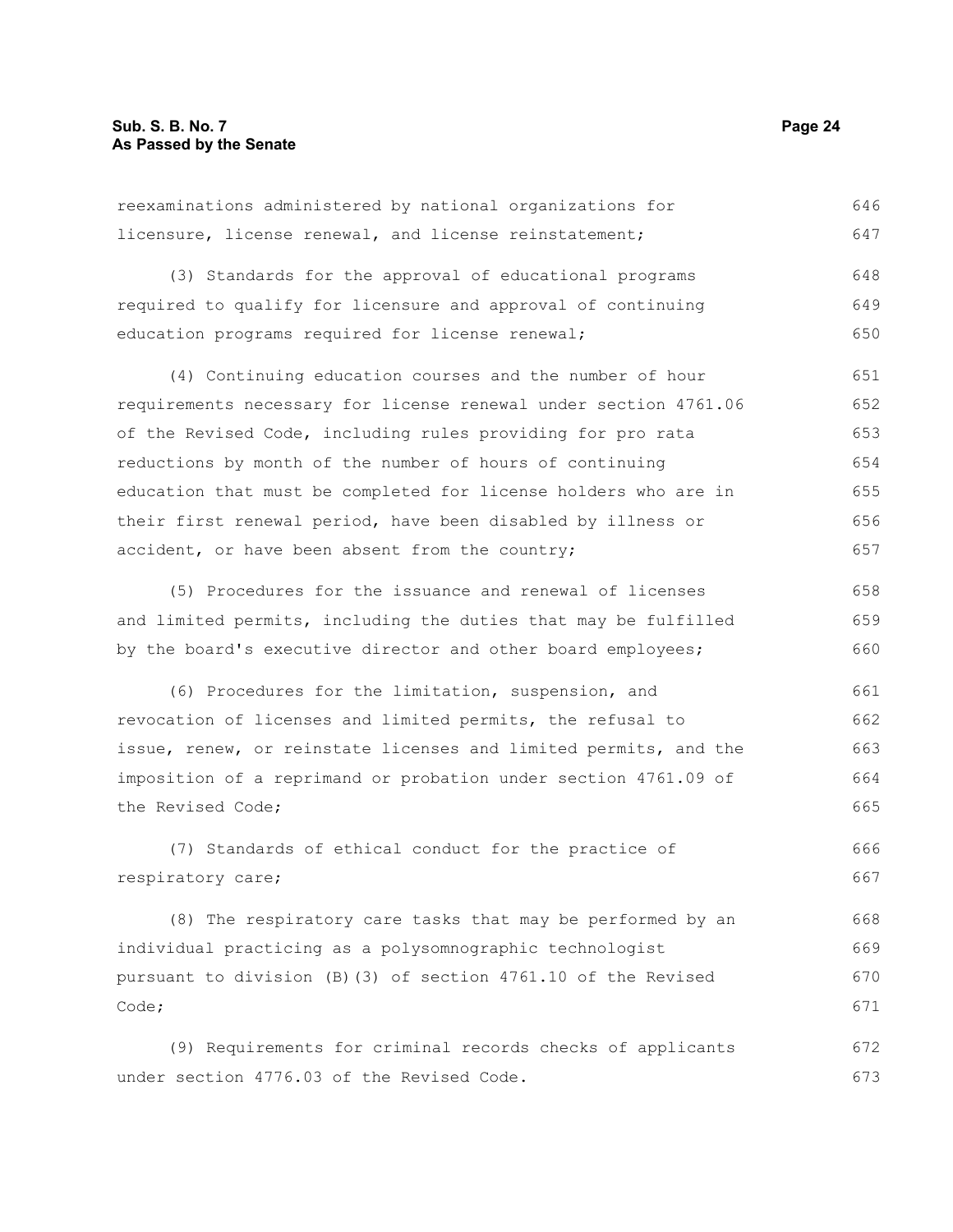reexaminations administered by national organizations for licensure, license renewal, and license reinstatement;

(3) Standards for the approval of educational programs required to qualify for licensure and approval of continuing education programs required for license renewal;

(4) Continuing education courses and the number of hour requirements necessary for license renewal under section 4761.06 of the Revised Code, including rules providing for pro rata reductions by month of the number of hours of continuing education that must be completed for license holders who are in their first renewal period, have been disabled by illness or accident, or have been absent from the country;

(5) Procedures for the issuance and renewal of licenses and limited permits, including the duties that may be fulfilled by the board's executive director and other board employees;

(6) Procedures for the limitation, suspension, and revocation of licenses and limited permits, the refusal to issue, renew, or reinstate licenses and limited permits, and the imposition of a reprimand or probation under section 4761.09 of the Revised Code;

(7) Standards of ethical conduct for the practice of respiratory care;

(8) The respiratory care tasks that may be performed by an individual practicing as a polysomnographic technologist pursuant to division (B)(3) of section 4761.10 of the Revised Code;

(9) Requirements for criminal records checks of applicants under section 4776.03 of the Revised Code.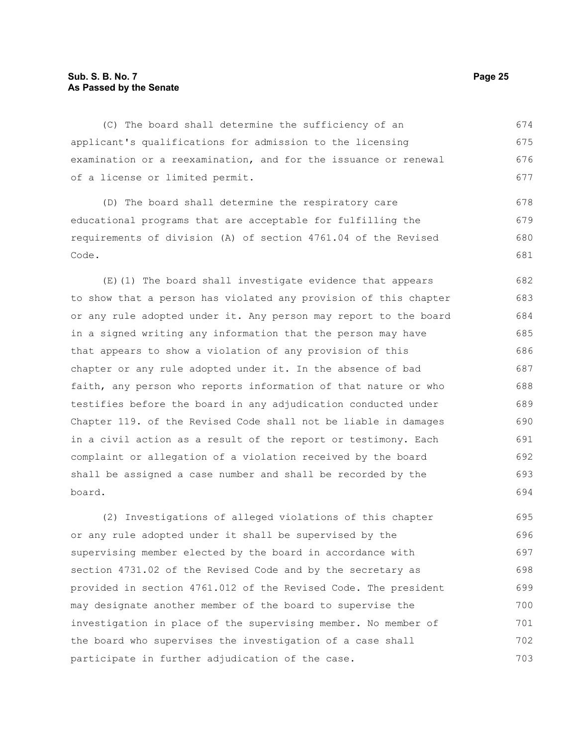(C) The board shall determine the sufficiency of an applicant's qualifications for admission to the licensing examination or a reexamination, and for the issuance or renewal of a license or limited permit.

(D) The board shall determine the respiratory care educational programs that are acceptable for fulfilling the requirements of division (A) of section 4761.04 of the Revised Code.

(E)(1) The board shall investigate evidence that appears to show that a person has violated any provision of this chapter or any rule adopted under it. Any person may report to the board in a signed writing any information that the person may have that appears to show a violation of any provision of this chapter or any rule adopted under it. In the absence of bad faith, any person who reports information of that nature or who testifies before the board in any adjudication conducted under Chapter 119. of the Revised Code shall not be liable in damages in a civil action as a result of the report or testimony. Each complaint or allegation of a violation received by the board shall be assigned a case number and shall be recorded by the board.

(2) Investigations of alleged violations of this chapter or any rule adopted under it shall be supervised by the supervising member elected by the board in accordance with section 4731.02 of the Revised Code and by the secretary as provided in section 4761.012 of the Revised Code. The president may designate another member of the board to supervise the investigation in place of the supervising member. No member of the board who supervises the investigation of a case shall participate in further adjudication of the case.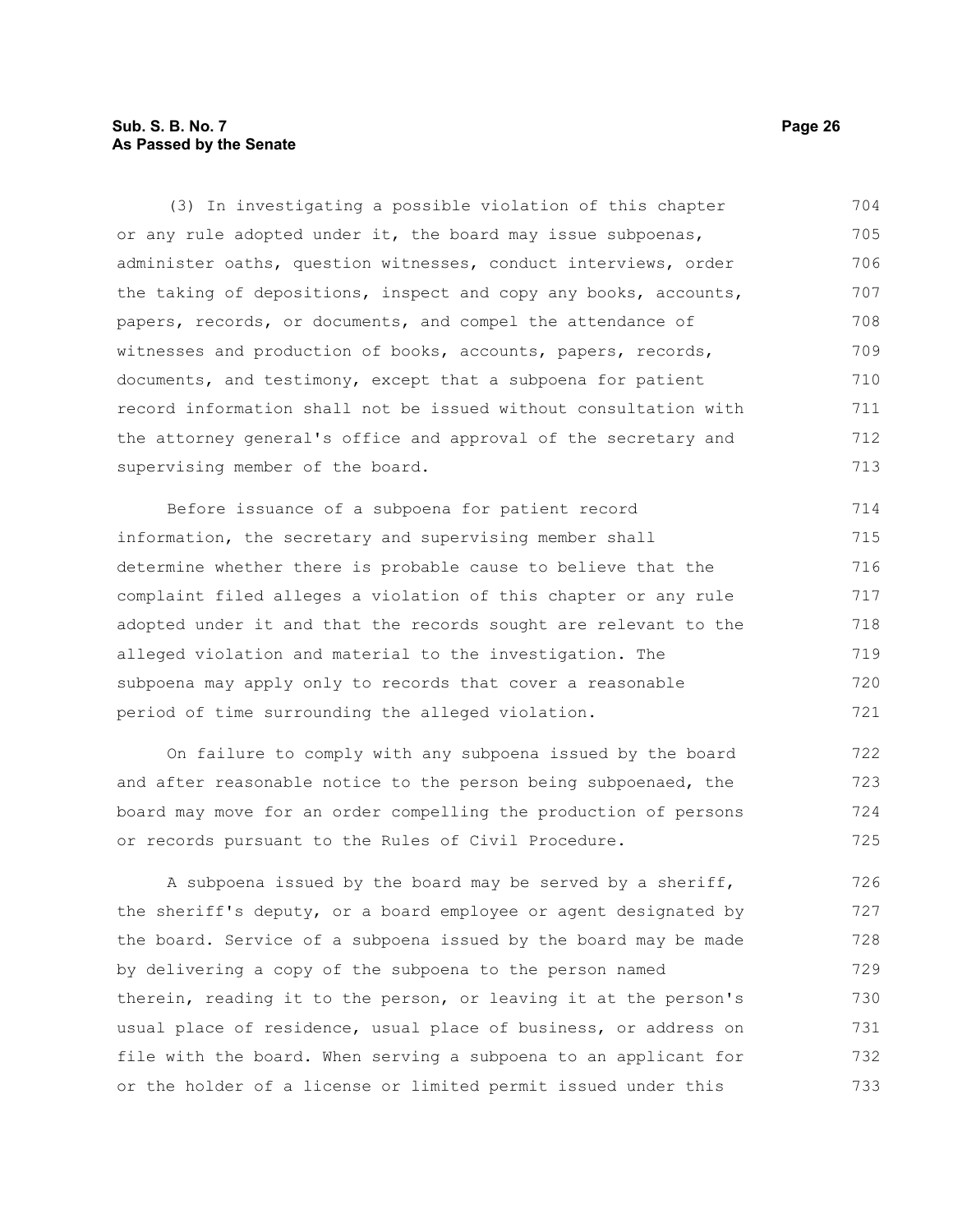(3) In investigating a possible violation of this chapter or any rule adopted under it, the board may issue subpoenas, administer oaths, question witnesses, conduct interviews, order the taking of depositions, inspect and copy any books, accounts, papers, records, or documents, and compel the attendance of witnesses and production of books, accounts, papers, records, documents, and testimony, except that a subpoena for patient record information shall not be issued without consultation with the attorney general's office and approval of the secretary and supervising member of the board.

Before issuance of a subpoena for patient record information, the secretary and supervising member shall determine whether there is probable cause to believe that the complaint filed alleges a violation of this chapter or any rule adopted under it and that the records sought are relevant to the alleged violation and material to the investigation. The subpoena may apply only to records that cover a reasonable period of time surrounding the alleged violation.

On failure to comply with any subpoena issued by the board and after reasonable notice to the person being subpoenaed, the board may move for an order compelling the production of persons or records pursuant to the Rules of Civil Procedure.

A subpoena issued by the board may be served by a sheriff, the sheriff's deputy, or a board employee or agent designated by the board. Service of a subpoena issued by the board may be made by delivering a copy of the subpoena to the person named therein, reading it to the person, or leaving it at the person's usual place of residence, usual place of business, or address on file with the board. When serving a subpoena to an applicant for or the holder of a license or limited permit issued under this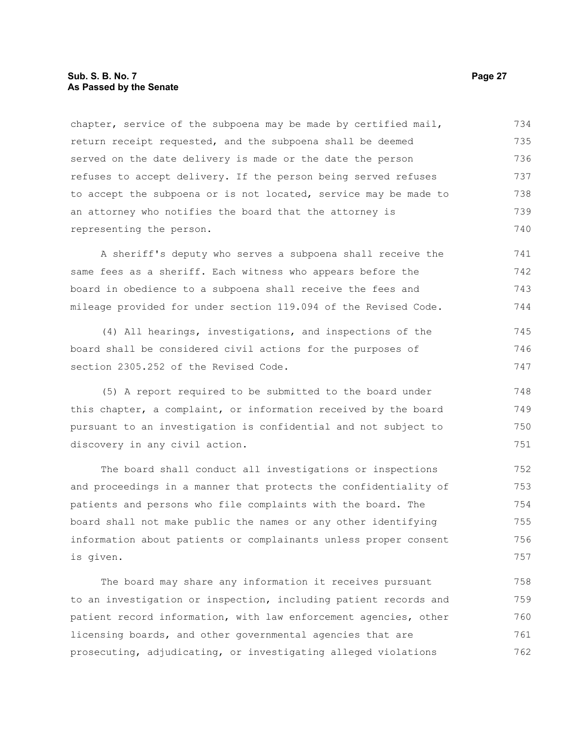chapter, service of the subpoena may be made by certified mail, return receipt requested, and the subpoena shall be deemed served on the date delivery is made or the date the person refuses to accept delivery. If the person being served refuses to accept the subpoena or is not located, service may be made to an attorney who notifies the board that the attorney is representing the person.

A sheriff's deputy who serves a subpoena shall receive the same fees as a sheriff. Each witness who appears before the board in obedience to a subpoena shall receive the fees and mileage provided for under section 119.094 of the Revised Code.

(4) All hearings, investigations, and inspections of the board shall be considered civil actions for the purposes of section 2305.252 of the Revised Code.

(5) A report required to be submitted to the board under this chapter, a complaint, or information received by the board pursuant to an investigation is confidential and not subject to discovery in any civil action.

The board shall conduct all investigations or inspections and proceedings in a manner that protects the confidentiality of patients and persons who file complaints with the board. The board shall not make public the names or any other identifying information about patients or complainants unless proper consent is given.

The board may share any information it receives pursuant to an investigation or inspection, including patient records and patient record information, with law enforcement agencies, other licensing boards, and other governmental agencies that are prosecuting, adjudicating, or investigating alleged violations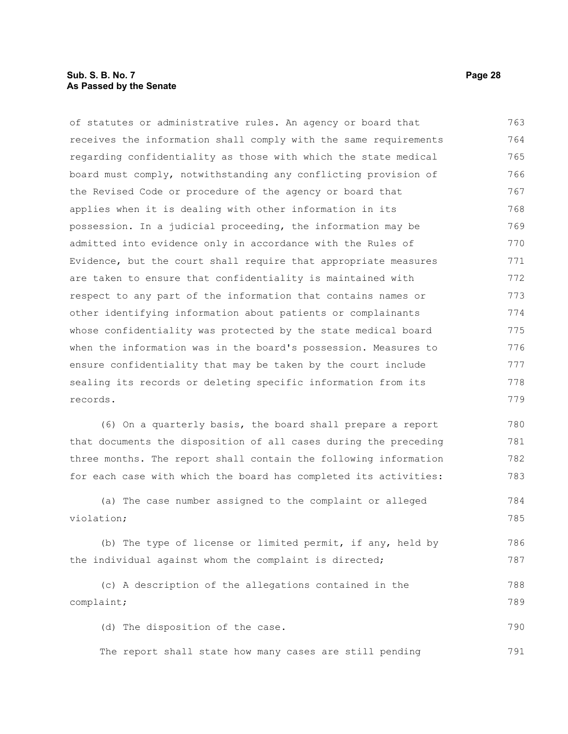of statutes or administrative rules. An agency or board that receives the information shall comply with the same requirements regarding confidentiality as those with which the state medical board must comply, notwithstanding any conflicting provision of the Revised Code or procedure of the agency or board that applies when it is dealing with other information in its possession. In a judicial proceeding, the information may be admitted into evidence only in accordance with the Rules of Evidence, but the court shall require that appropriate measures are taken to ensure that confidentiality is maintained with respect to any part of the information that contains names or other identifying information about patients or complainants whose confidentiality was protected by the state medical board when the information was in the board's possession. Measures to ensure confidentiality that may be taken by the court include sealing its records or deleting specific information from its records.

(6) On a quarterly basis, the board shall prepare a report that documents the disposition of all cases during the preceding three months. The report shall contain the following information for each case with which the board has completed its activities:

(a) The case number assigned to the complaint or alleged violation;

(b) The type of license or limited permit, if any, held by the individual against whom the complaint is directed;

(c) A description of the allegations contained in the complaint;

(d) The disposition of the case.

The report shall state how many cases are still pending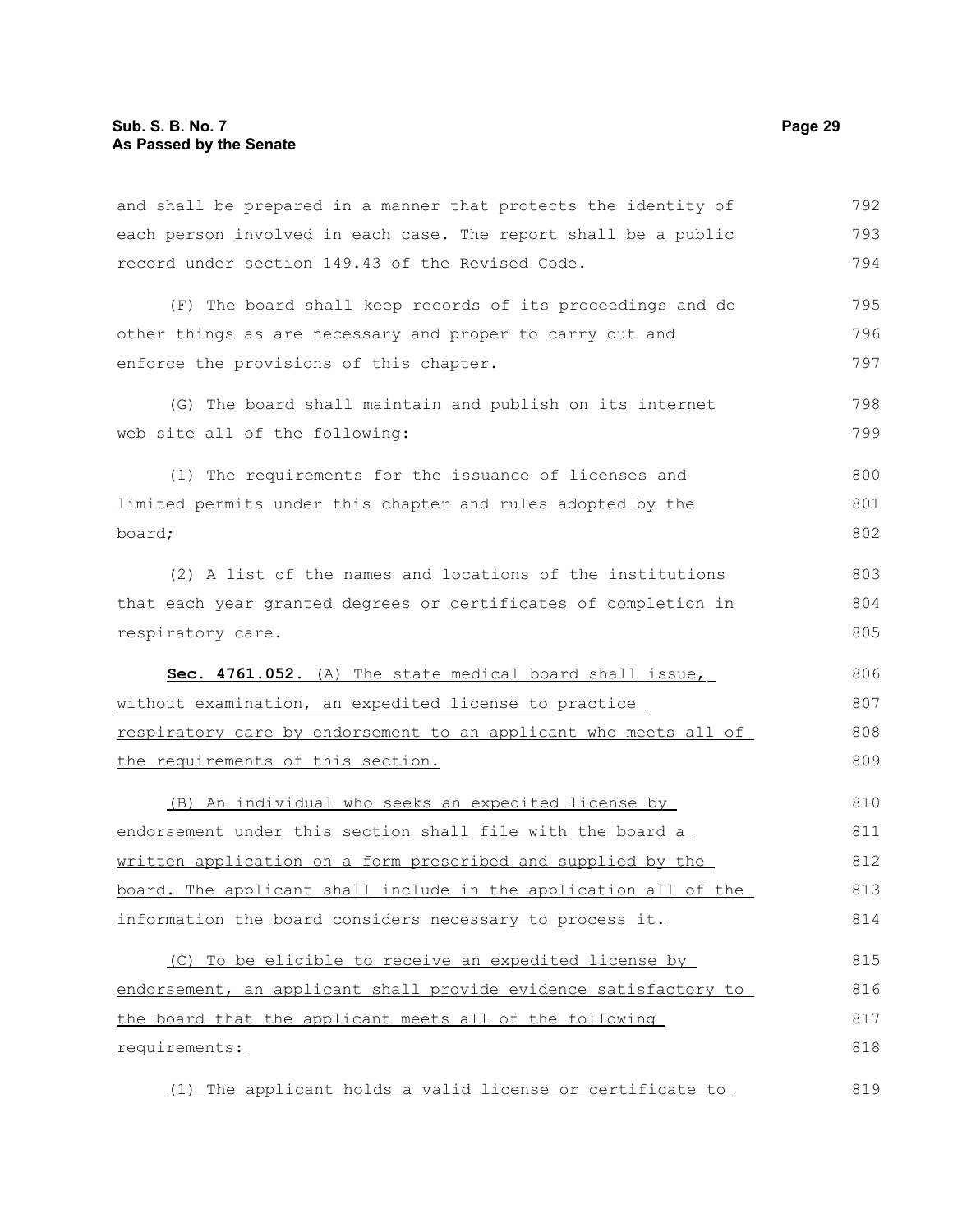and shall be prepared in a manner that protects the identity of each person involved in each case. The report shall be a public record under section 149.43 of the Revised Code.

(F) The board shall keep records of its proceedings and do other things as are necessary and proper to carry out and enforce the provisions of this chapter.

(G) The board shall maintain and publish on its internet web site all of the following:

(1) The requirements for the issuance of licenses and limited permits under this chapter and rules adopted by the board;

(2) A list of the names and locations of the institutions that each year granted degrees or certificates of completion in respiratory care.

**Sec. 4761.052.** (A) The state medical board shall issue, without examination, an expedited license to practice respiratory care by endorsement to an applicant who meets all of the requirements of this section.

(B) An individual who seeks an expedited license by endorsement under this section shall file with the board a written application on a form prescribed and supplied by the board. The applicant shall include in the application all of the information the board considers necessary to process it.

(C) To be eligible to receive an expedited license by endorsement, an applicant shall provide evidence satisfactory to the board that the applicant meets all of the following requirements:

(1) The applicant holds a valid license or certificate to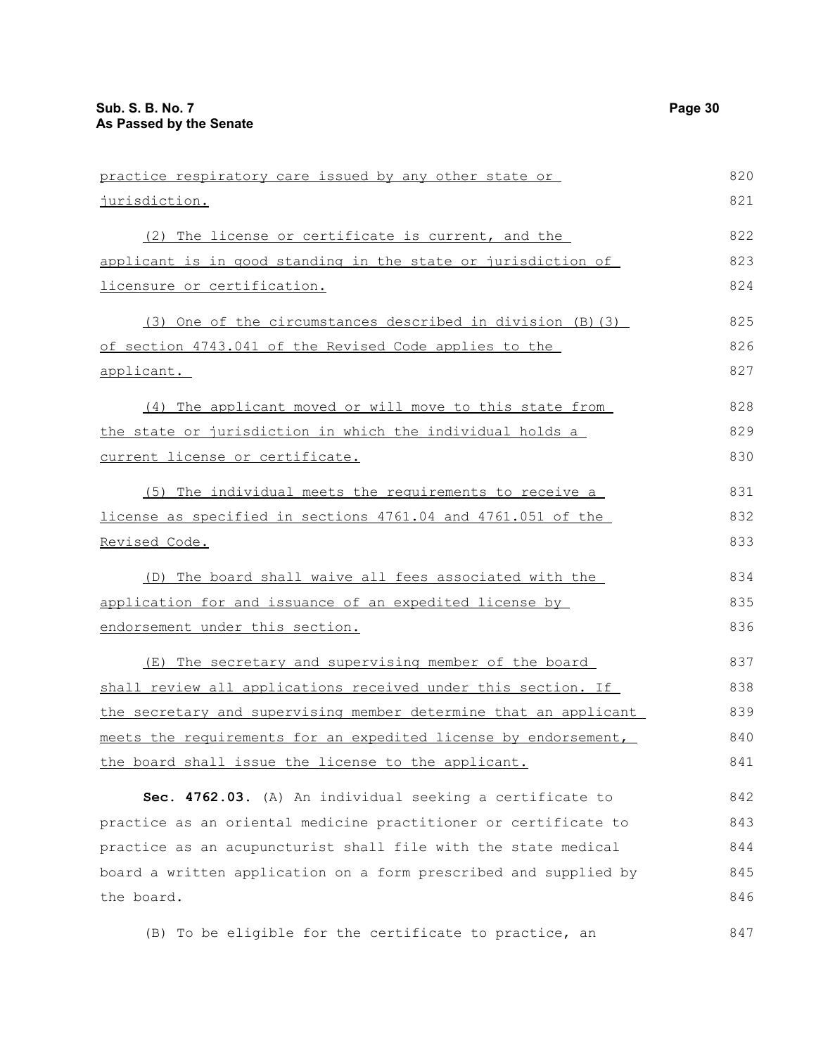practice respiratory care issued by any other state or jurisdiction.

(2) The license or certificate is current, and the applicant is in good standing in the state or jurisdiction of licensure or certification.

(3) One of the circumstances described in division (B)(3) of section 4743.041 of the Revised Code applies to the applicant.

(4) The applicant moved or will move to this state from the state or jurisdiction in which the individual holds a current license or certificate.

(5) The individual meets the requirements to receive a license as specified in sections 4761.04 and 4761.051 of the Revised Code.

(D) The board shall waive all fees associated with the application for and issuance of an expedited license by endorsement under this section.

(E) The secretary and supervising member of the board shall review all applications received under this section. If the secretary and supervising member determine that an applicant meets the requirements for an expedited license by endorsement, the board shall issue the license to the applicant.

**Sec. 4762.03.** (A) An individual seeking a certificate to practice as an oriental medicine practitioner or certificate to practice as an acupuncturist shall file with the state medical board a written application on a form prescribed and supplied by the board.

(B) To be eligible for the certificate to practice, an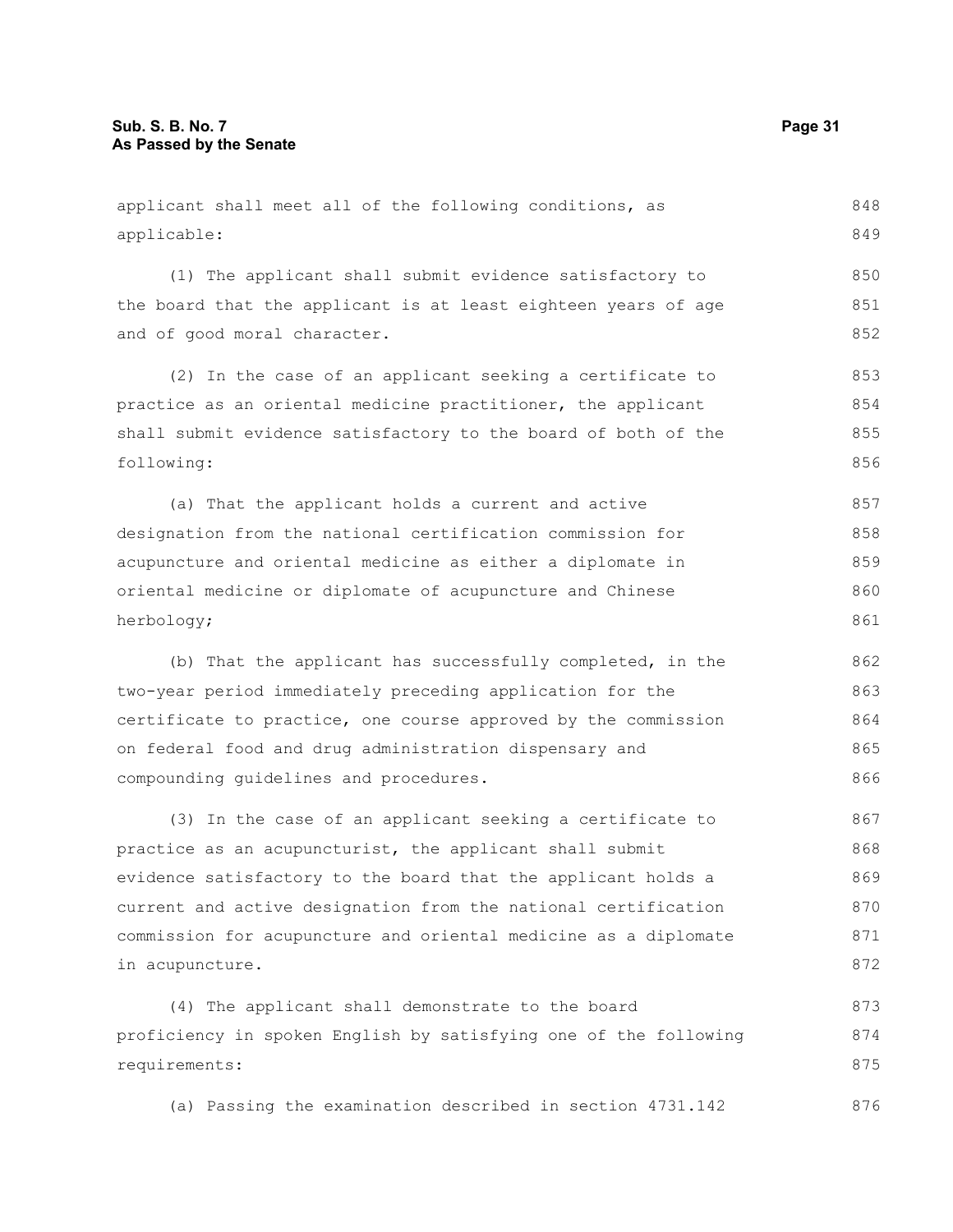applicant shall meet all of the following conditions, as applicable:

(1) The applicant shall submit evidence satisfactory to the board that the applicant is at least eighteen years of age and of good moral character.

(2) In the case of an applicant seeking a certificate to practice as an oriental medicine practitioner, the applicant shall submit evidence satisfactory to the board of both of the following:

(a) That the applicant holds a current and active designation from the national certification commission for acupuncture and oriental medicine as either a diplomate in oriental medicine or diplomate of acupuncture and Chinese herbology;

(b) That the applicant has successfully completed, in the two-year period immediately preceding application for the certificate to practice, one course approved by the commission on federal food and drug administration dispensary and compounding guidelines and procedures.

(3) In the case of an applicant seeking a certificate to practice as an acupuncturist, the applicant shall submit evidence satisfactory to the board that the applicant holds a current and active designation from the national certification commission for acupuncture and oriental medicine as a diplomate in acupuncture.

(4) The applicant shall demonstrate to the board proficiency in spoken English by satisfying one of the following requirements:

(a) Passing the examination described in section 4731.142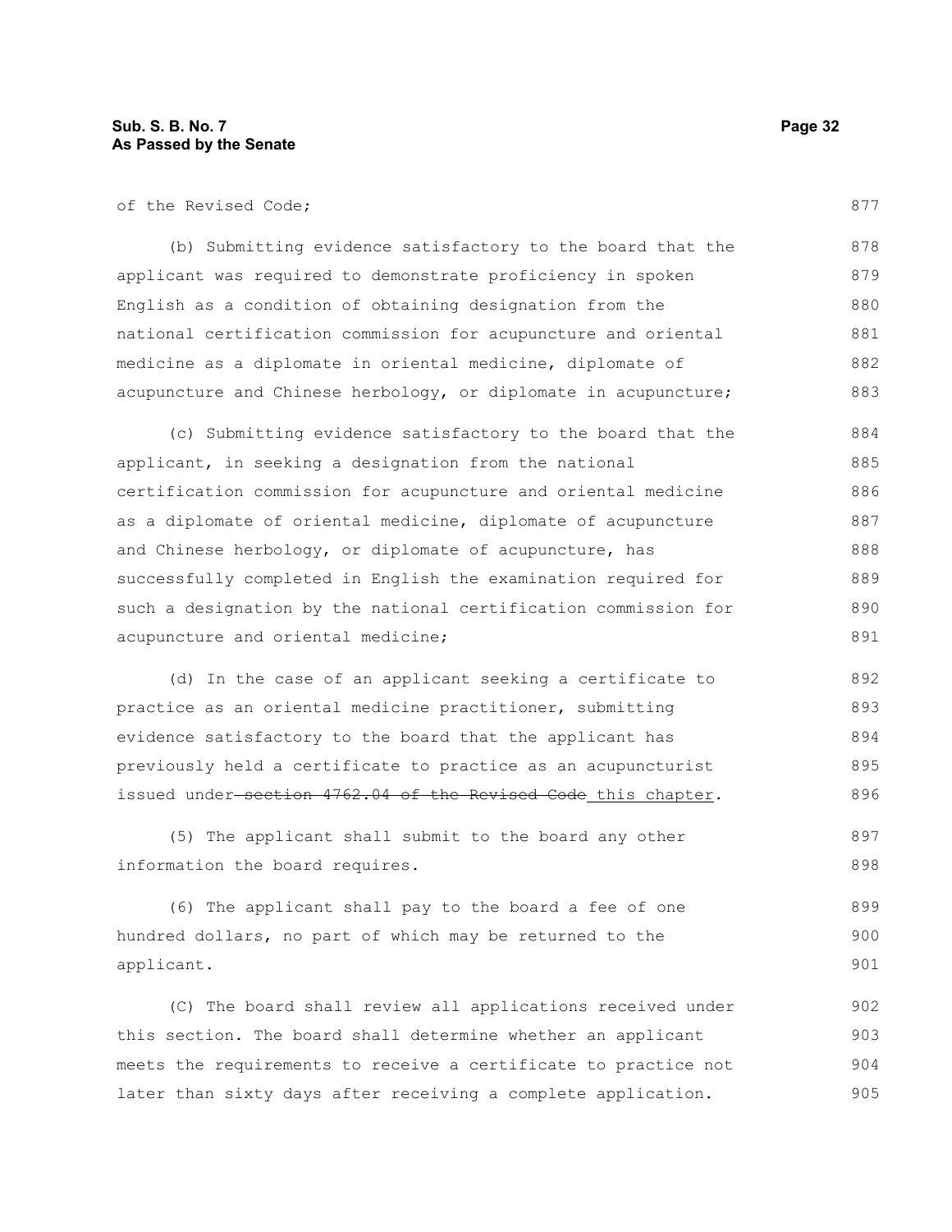of the Revised Code;

(b) Submitting evidence satisfactory to the board that the applicant was required to demonstrate proficiency in spoken English as a condition of obtaining designation from the national certification commission for acupuncture and oriental medicine as a diplomate in oriental medicine, diplomate of acupuncture and Chinese herbology, or diplomate in acupuncture;

(c) Submitting evidence satisfactory to the board that the applicant, in seeking a designation from the national certification commission for acupuncture and oriental medicine as a diplomate of oriental medicine, diplomate of acupuncture and Chinese herbology, or diplomate of acupuncture, has successfully completed in English the examination required for such a designation by the national certification commission for acupuncture and oriental medicine;

(d) In the case of an applicant seeking a certificate to practice as an oriental medicine practitioner, submitting evidence satisfactory to the board that the applicant has previously held a certificate to practice as an acupuncturist issued under ~~section 4762.04 of the Revised Code~~ this chapter.

(5) The applicant shall submit to the board any other information the board requires.

(6) The applicant shall pay to the board a fee of one hundred dollars, no part of which may be returned to the applicant.

(C) The board shall review all applications received under this section. The board shall determine whether an applicant meets the requirements to receive a certificate to practice not later than sixty days after receiving a complete application.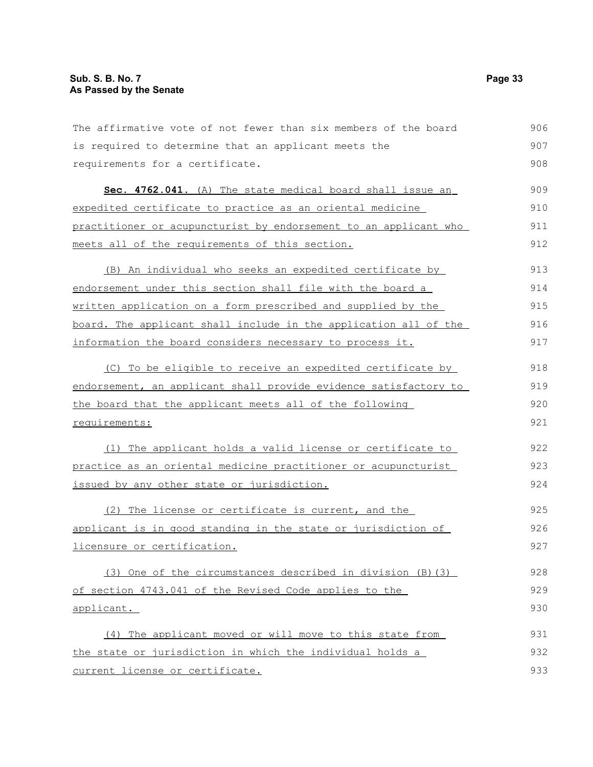The affirmative vote of not fewer than six members of the board is required to determine that an applicant meets the requirements for a certificate.

**Sec. 4762.041.** (A) The state medical board shall issue an expedited certificate to practice as an oriental medicine practitioner or acupuncturist by endorsement to an applicant who meets all of the requirements of this section.

(B) An individual who seeks an expedited certificate by endorsement under this section shall file with the board a written application on a form prescribed and supplied by the board. The applicant shall include in the application all of the information the board considers necessary to process it.

(C) To be eligible to receive an expedited certificate by endorsement, an applicant shall provide evidence satisfactory to the board that the applicant meets all of the following requirements:

(1) The applicant holds a valid license or certificate to practice as an oriental medicine practitioner or acupuncturist issued by any other state or jurisdiction.

(2) The license or certificate is current, and the applicant is in good standing in the state or jurisdiction of licensure or certification.

(3) One of the circumstances described in division (B)(3) of section 4743.041 of the Revised Code applies to the applicant.

(4) The applicant moved or will move to this state from the state or jurisdiction in which the individual holds a current license or certificate.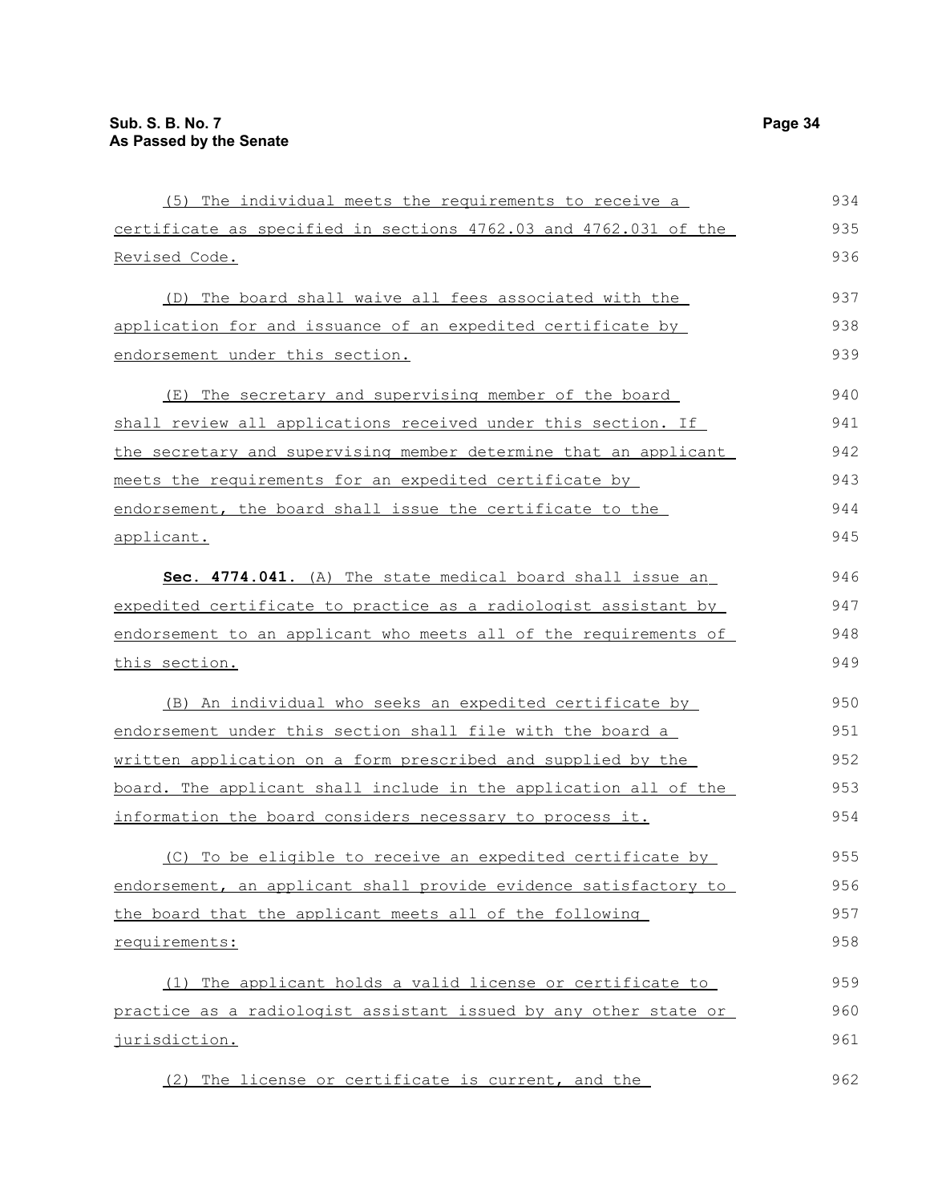(5) The individual meets the requirements to receive a certificate as specified in sections 4762.03 and 4762.031 of the Revised Code.

(D) The board shall waive all fees associated with the application for and issuance of an expedited certificate by endorsement under this section.

(E) The secretary and supervising member of the board shall review all applications received under this section. If the secretary and supervising member determine that an applicant meets the requirements for an expedited certificate by endorsement, the board shall issue the certificate to the applicant.

**Sec. 4774.041.** (A) The state medical board shall issue an expedited certificate to practice as a radiologist assistant by endorsement to an applicant who meets all of the requirements of this section.

(B) An individual who seeks an expedited certificate by endorsement under this section shall file with the board a written application on a form prescribed and supplied by the board. The applicant shall include in the application all of the information the board considers necessary to process it.

(C) To be eligible to receive an expedited certificate by endorsement, an applicant shall provide evidence satisfactory to the board that the applicant meets all of the following requirements:

(1) The applicant holds a valid license or certificate to practice as a radiologist assistant issued by any other state or jurisdiction.

(2) The license or certificate is current, and the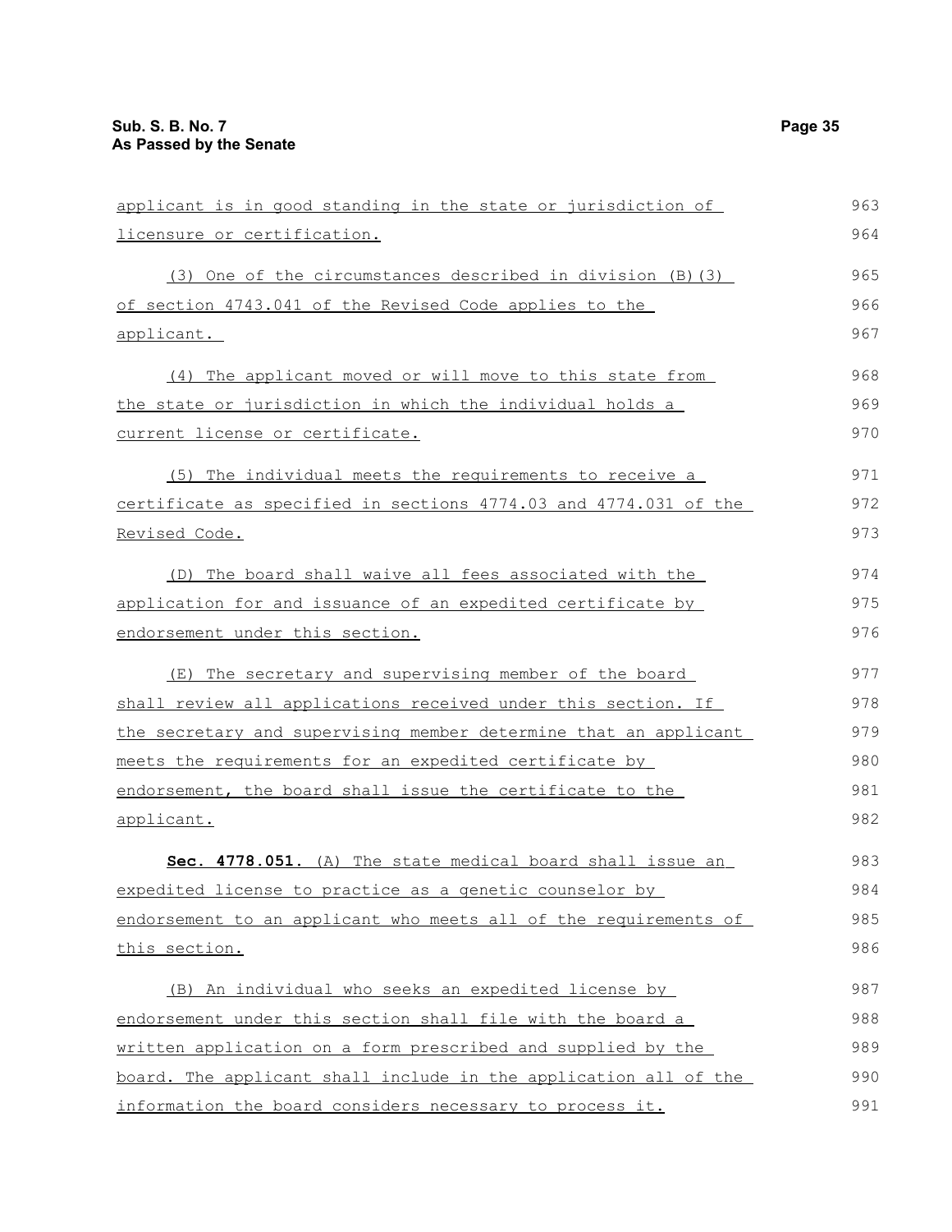applicant is in good standing in the state or jurisdiction of licensure or certification.

(3) One of the circumstances described in division (B)(3) of section 4743.041 of the Revised Code applies to the applicant.

(4) The applicant moved or will move to this state from the state or jurisdiction in which the individual holds a current license or certificate.

(5) The individual meets the requirements to receive a certificate as specified in sections 4774.03 and 4774.031 of the Revised Code.

(D) The board shall waive all fees associated with the application for and issuance of an expedited certificate by endorsement under this section.

(E) The secretary and supervising member of the board shall review all applications received under this section. If the secretary and supervising member determine that an applicant meets the requirements for an expedited certificate by endorsement, the board shall issue the certificate to the applicant.

**Sec. 4778.051.** (A) The state medical board shall issue an expedited license to practice as a genetic counselor by endorsement to an applicant who meets all of the requirements of this section.

(B) An individual who seeks an expedited license by endorsement under this section shall file with the board a written application on a form prescribed and supplied by the board. The applicant shall include in the application all of the information the board considers necessary to process it.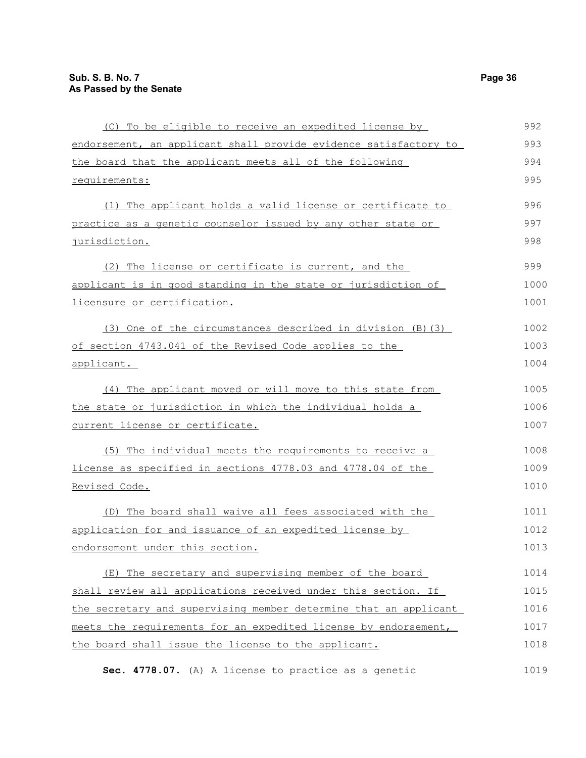(C) To be eligible to receive an expedited license by endorsement, an applicant shall provide evidence satisfactory to the board that the applicant meets all of the following requirements:

(1) The applicant holds a valid license or certificate to practice as a genetic counselor issued by any other state or jurisdiction.

(2) The license or certificate is current, and the applicant is in good standing in the state or jurisdiction of licensure or certification.

(3) One of the circumstances described in division (B)(3) of section 4743.041 of the Revised Code applies to the applicant.

(4) The applicant moved or will move to this state from the state or jurisdiction in which the individual holds a current license or certificate.

(5) The individual meets the requirements to receive a license as specified in sections 4778.03 and 4778.04 of the Revised Code.

(D) The board shall waive all fees associated with the application for and issuance of an expedited license by endorsement under this section.

(E) The secretary and supervising member of the board shall review all applications received under this section. If the secretary and supervising member determine that an applicant meets the requirements for an expedited license by endorsement, the board shall issue the license to the applicant.

**Sec. 4778.07.** (A) A license to practice as a genetic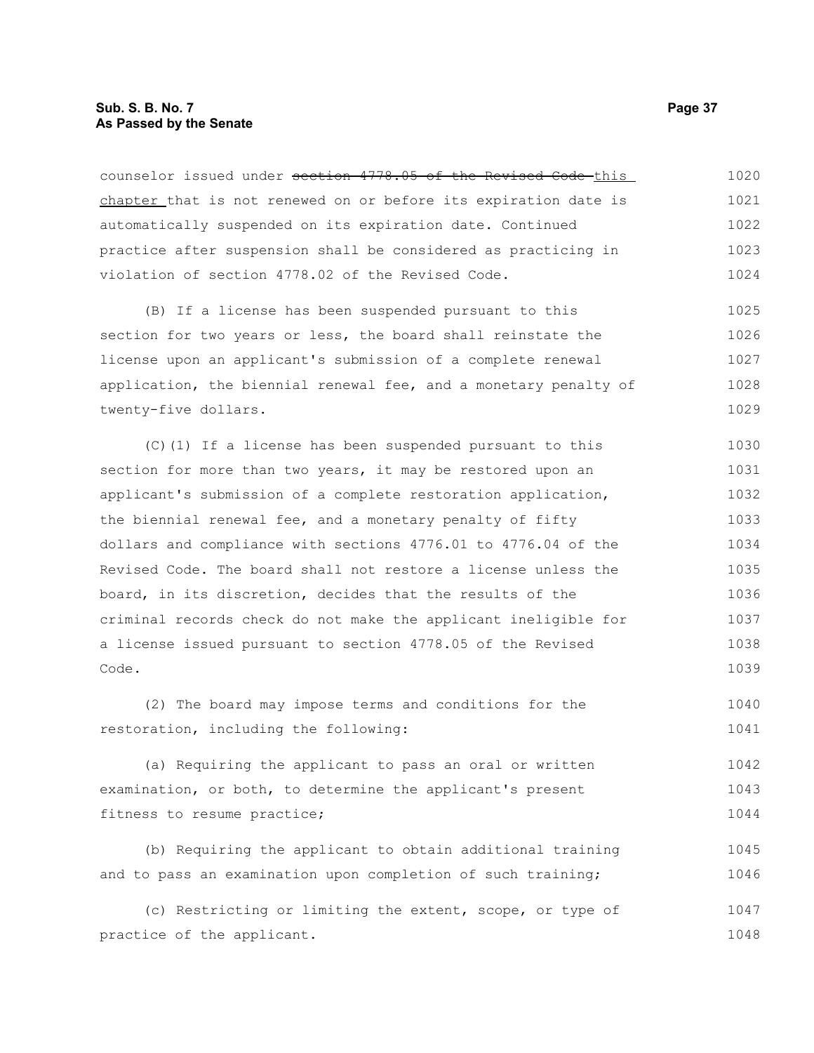counselor issued under ~~section 4778.05 of the Revised Code~~ this chapter that is not renewed on or before its expiration date is automatically suspended on its expiration date. Continued practice after suspension shall be considered as practicing in violation of section 4778.02 of the Revised Code.

(B) If a license has been suspended pursuant to this section for two years or less, the board shall reinstate the license upon an applicant's submission of a complete renewal application, the biennial renewal fee, and a monetary penalty of twenty-five dollars.

(C)(1) If a license has been suspended pursuant to this section for more than two years, it may be restored upon an applicant's submission of a complete restoration application, the biennial renewal fee, and a monetary penalty of fifty dollars and compliance with sections 4776.01 to 4776.04 of the Revised Code. The board shall not restore a license unless the board, in its discretion, decides that the results of the criminal records check do not make the applicant ineligible for a license issued pursuant to section 4778.05 of the Revised Code.

(2) The board may impose terms and conditions for the restoration, including the following:

(a) Requiring the applicant to pass an oral or written examination, or both, to determine the applicant's present fitness to resume practice;

(b) Requiring the applicant to obtain additional training and to pass an examination upon completion of such training;

(c) Restricting or limiting the extent, scope, or type of practice of the applicant.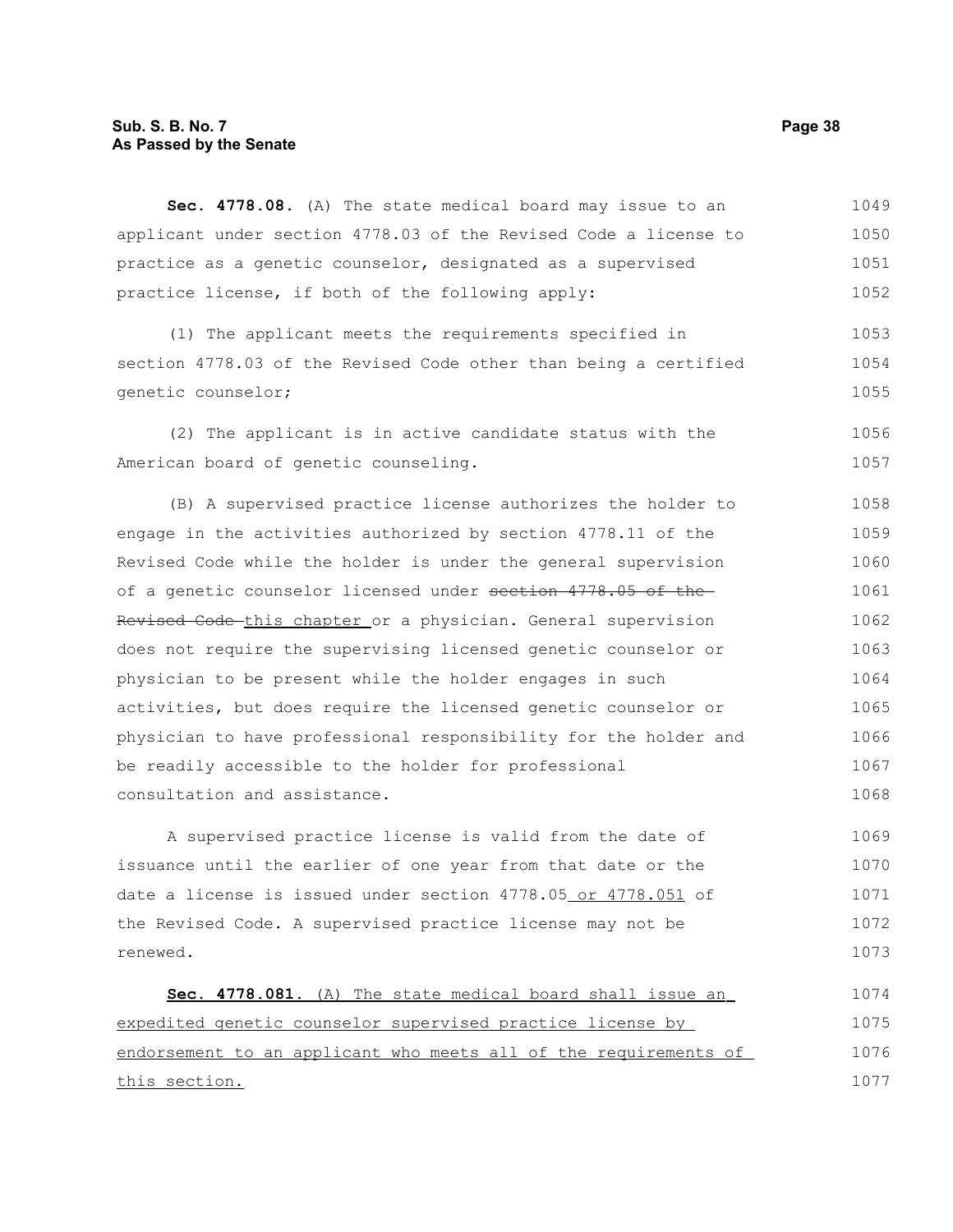**Sec. 4778.08.** (A) The state medical board may issue to an applicant under section 4778.03 of the Revised Code a license to practice as a genetic counselor, designated as a supervised practice license, if both of the following apply:

(1) The applicant meets the requirements specified in section 4778.03 of the Revised Code other than being a certified genetic counselor;

(2) The applicant is in active candidate status with the American board of genetic counseling.

(B) A supervised practice license authorizes the holder to engage in the activities authorized by section 4778.11 of the Revised Code while the holder is under the general supervision of a genetic counselor licensed under ~~section 4778.05 of the Revised Code~~ this chapter or a physician. General supervision does not require the supervising licensed genetic counselor or physician to be present while the holder engages in such activities, but does require the licensed genetic counselor or physician to have professional responsibility for the holder and be readily accessible to the holder for professional consultation and assistance.

A supervised practice license is valid from the date of issuance until the earlier of one year from that date or the date a license is issued under section 4778.05 or 4778.051 of the Revised Code. A supervised practice license may not be renewed.

**Sec. 4778.081.** (A) The state medical board shall issue an expedited genetic counselor supervised practice license by endorsement to an applicant who meets all of the requirements of this section.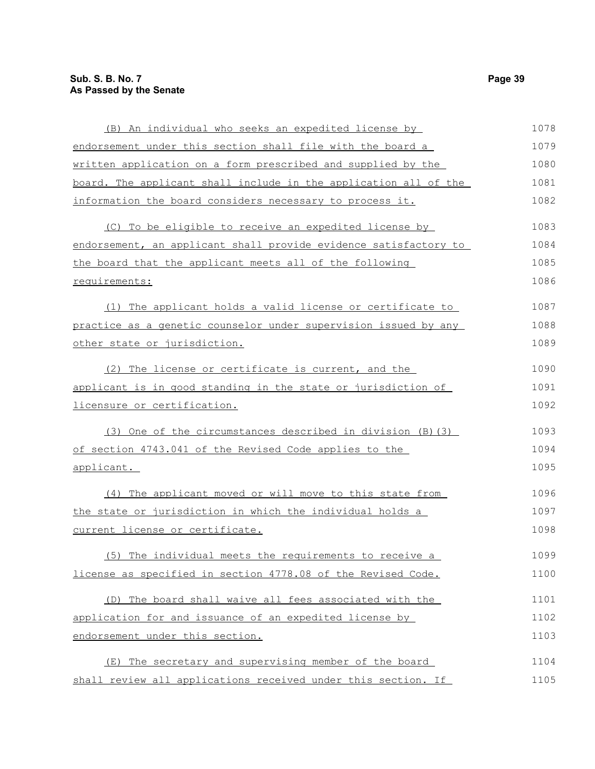(B) An individual who seeks an expedited license by endorsement under this section shall file with the board a written application on a form prescribed and supplied by the board. The applicant shall include in the application all of the information the board considers necessary to process it.

(C) To be eligible to receive an expedited license by endorsement, an applicant shall provide evidence satisfactory to the board that the applicant meets all of the following requirements:

(1) The applicant holds a valid license or certificate to practice as a genetic counselor under supervision issued by any other state or jurisdiction.

(2) The license or certificate is current, and the applicant is in good standing in the state or jurisdiction of licensure or certification.

(3) One of the circumstances described in division (B)(3) of section 4743.041 of the Revised Code applies to the applicant.

(4) The applicant moved or will move to this state from the state or jurisdiction in which the individual holds a current license or certificate.

(5) The individual meets the requirements to receive a license as specified in section 4778.08 of the Revised Code.

(D) The board shall waive all fees associated with the application for and issuance of an expedited license by endorsement under this section.

(E) The secretary and supervising member of the board shall review all applications received under this section. If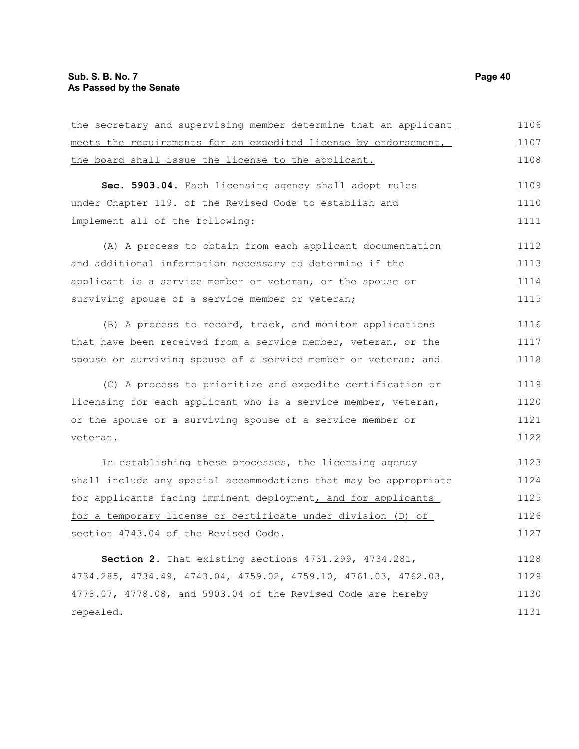the secretary and supervising member determine that an applicant meets the requirements for an expedited license by endorsement, the board shall issue the license to the applicant.

**Sec. 5903.04.** Each licensing agency shall adopt rules under Chapter 119. of the Revised Code to establish and implement all of the following:

(A) A process to obtain from each applicant documentation and additional information necessary to determine if the applicant is a service member or veteran, or the spouse or surviving spouse of a service member or veteran;

(B) A process to record, track, and monitor applications that have been received from a service member, veteran, or the spouse or surviving spouse of a service member or veteran; and

(C) A process to prioritize and expedite certification or licensing for each applicant who is a service member, veteran, or the spouse or a surviving spouse of a service member or veteran.

In establishing these processes, the licensing agency shall include any special accommodations that may be appropriate for applicants facing imminent deployment, and for applicants for a temporary license or certificate under division (D) of section 4743.04 of the Revised Code.

**Section 2.** That existing sections 4731.299, 4734.281, 4734.285, 4734.49, 4743.04, 4759.02, 4759.10, 4761.03, 4762.03, 4778.07, 4778.08, and 5903.04 of the Revised Code are hereby repealed.